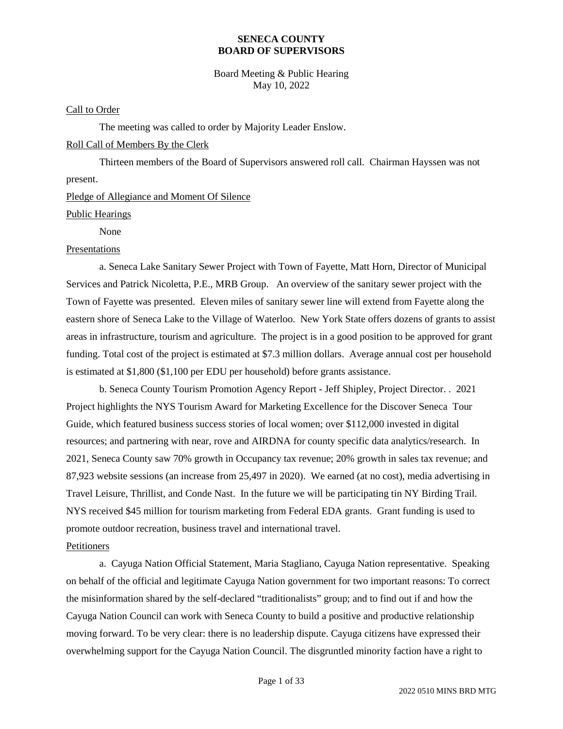**SENECA COUNTY**
**BOARD OF SUPERVISORS**

Board Meeting & Public Hearing
May 10, 2022

Call to Order

The meeting was called to order by Majority Leader Enslow.

Roll Call of Members By the Clerk

Thirteen members of the Board of Supervisors answered roll call. Chairman Hayssen was not present.

Pledge of Allegiance and Moment Of Silence

Public Hearings

None

Presentations

a. Seneca Lake Sanitary Sewer Project with Town of Fayette, Matt Horn, Director of Municipal Services and Patrick Nicoletta, P.E., MRB Group. An overview of the sanitary sewer project with the Town of Fayette was presented. Eleven miles of sanitary sewer line will extend from Fayette along the eastern shore of Seneca Lake to the Village of Waterloo. New York State offers dozens of grants to assist areas in infrastructure, tourism and agriculture. The project is in a good position to be approved for grant funding. Total cost of the project is estimated at $7.3 million dollars. Average annual cost per household is estimated at $1,800 ($1,100 per EDU per household) before grants assistance.

b. Seneca County Tourism Promotion Agency Report - Jeff Shipley, Project Director. . 2021 Project highlights the NYS Tourism Award for Marketing Excellence for the Discover Seneca Tour Guide, which featured business success stories of local women; over $112,000 invested in digital resources; and partnering with near, rove and AIRDNA for county specific data analytics/research. In 2021, Seneca County saw 70% growth in Occupancy tax revenue; 20% growth in sales tax revenue; and 87,923 website sessions (an increase from 25,497 in 2020). We earned (at no cost), media advertising in Travel Leisure, Thrillist, and Conde Nast. In the future we will be participating tin NY Birding Trail. NYS received $45 million for tourism marketing from Federal EDA grants. Grant funding is used to promote outdoor recreation, business travel and international travel.

Petitioners

a. Cayuga Nation Official Statement, Maria Stagliano, Cayuga Nation representative. Speaking on behalf of the official and legitimate Cayuga Nation government for two important reasons: To correct the misinformation shared by the self-declared "traditionalists" group; and to find out if and how the Cayuga Nation Council can work with Seneca County to build a positive and productive relationship moving forward. To be very clear: there is no leadership dispute. Cayuga citizens have expressed their overwhelming support for the Cayuga Nation Council. The disgruntled minority faction have a right to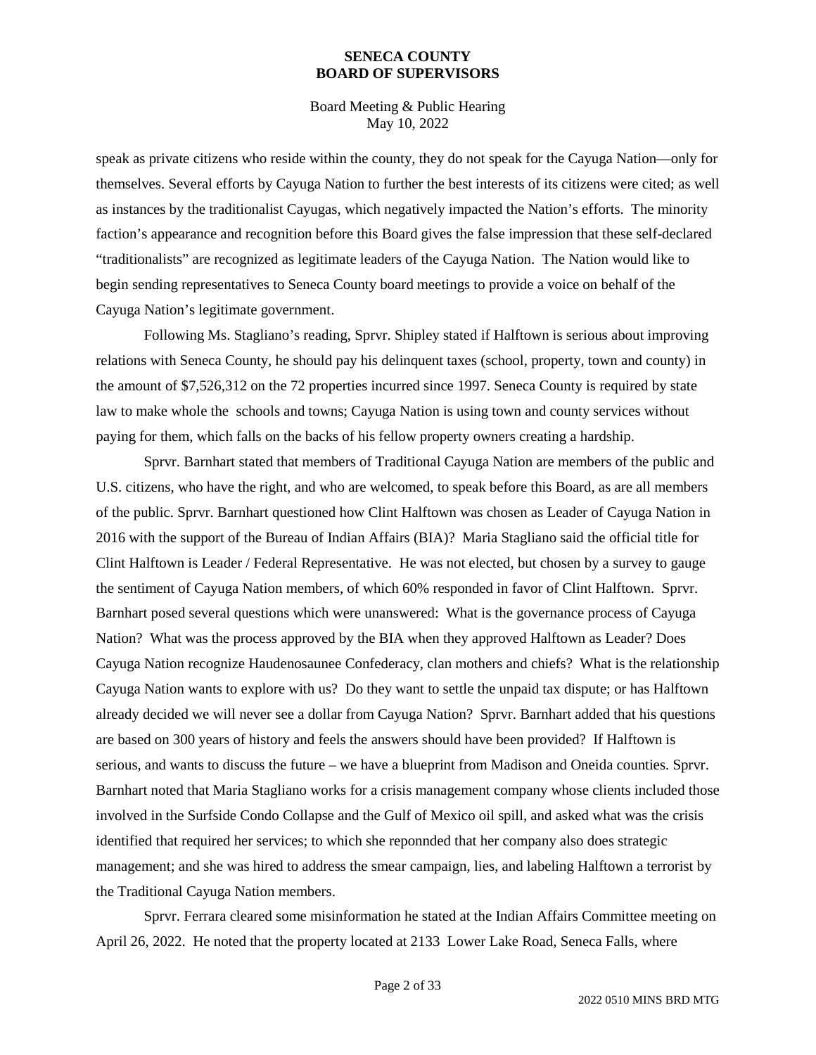speak as private citizens who reside within the county, they do not speak for the Cayuga Nation—only for themselves. Several efforts by Cayuga Nation to further the best interests of its citizens were cited; as well as instances by the traditionalist Cayugas, which negatively impacted the Nation's efforts. The minority faction's appearance and recognition before this Board gives the false impression that these self-declared "traditionalists" are recognized as legitimate leaders of the Cayuga Nation. The Nation would like to begin sending representatives to Seneca County board meetings to provide a voice on behalf of the Cayuga Nation's legitimate government.

Following Ms. Stagliano's reading, Sprvr. Shipley stated if Halftown is serious about improving relations with Seneca County, he should pay his delinquent taxes (school, property, town and county) in the amount of $7,526,312 on the 72 properties incurred since 1997. Seneca County is required by state law to make whole the schools and towns; Cayuga Nation is using town and county services without paying for them, which falls on the backs of his fellow property owners creating a hardship.

Sprvr. Barnhart stated that members of Traditional Cayuga Nation are members of the public and U.S. citizens, who have the right, and who are welcomed, to speak before this Board, as are all members of the public. Sprvr. Barnhart questioned how Clint Halftown was chosen as Leader of Cayuga Nation in 2016 with the support of the Bureau of Indian Affairs (BIA)? Maria Stagliano said the official title for Clint Halftown is Leader / Federal Representative. He was not elected, but chosen by a survey to gauge the sentiment of Cayuga Nation members, of which 60% responded in favor of Clint Halftown. Sprvr. Barnhart posed several questions which were unanswered: What is the governance process of Cayuga Nation? What was the process approved by the BIA when they approved Halftown as Leader? Does Cayuga Nation recognize Haudenosaunee Confederacy, clan mothers and chiefs? What is the relationship Cayuga Nation wants to explore with us? Do they want to settle the unpaid tax dispute; or has Halftown already decided we will never see a dollar from Cayuga Nation? Sprvr. Barnhart added that his questions are based on 300 years of history and feels the answers should have been provided? If Halftown is serious, and wants to discuss the future – we have a blueprint from Madison and Oneida counties. Sprvr. Barnhart noted that Maria Stagliano works for a crisis management company whose clients included those involved in the Surfside Condo Collapse and the Gulf of Mexico oil spill, and asked what was the crisis identified that required her services; to which she reponnded that her company also does strategic management; and she was hired to address the smear campaign, lies, and labeling Halftown a terrorist by the Traditional Cayuga Nation members.

Sprvr. Ferrara cleared some misinformation he stated at the Indian Affairs Committee meeting on April 26, 2022. He noted that the property located at 2133 Lower Lake Road, Seneca Falls, where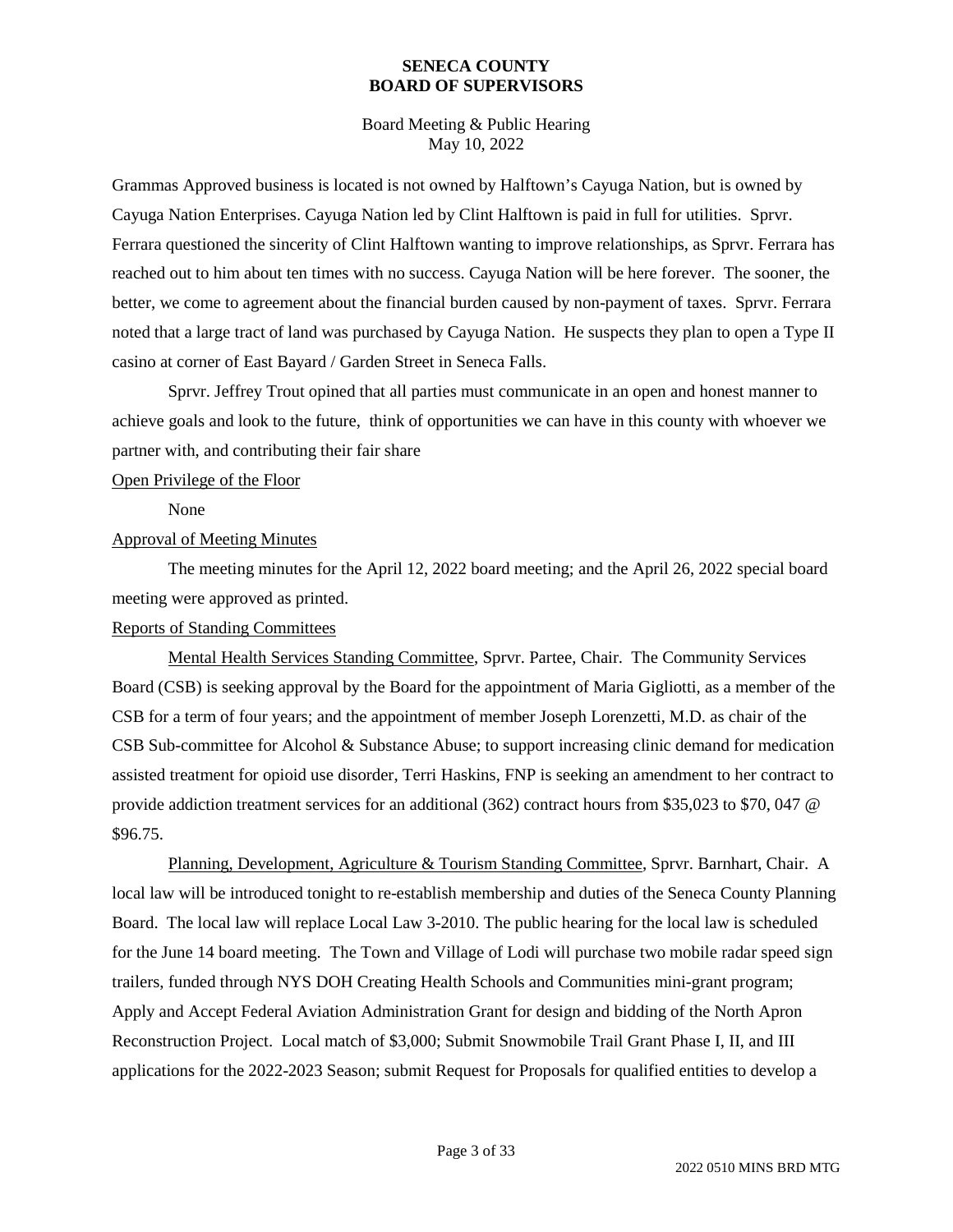Grammas Approved business is located is not owned by Halftown's Cayuga Nation, but is owned by Cayuga Nation Enterprises. Cayuga Nation led by Clint Halftown is paid in full for utilities. Sprvr. Ferrara questioned the sincerity of Clint Halftown wanting to improve relationships, as Sprvr. Ferrara has reached out to him about ten times with no success. Cayuga Nation will be here forever. The sooner, the better, we come to agreement about the financial burden caused by non-payment of taxes. Sprvr. Ferrara noted that a large tract of land was purchased by Cayuga Nation. He suspects they plan to open a Type II casino at corner of East Bayard / Garden Street in Seneca Falls.

Sprvr. Jeffrey Trout opined that all parties must communicate in an open and honest manner to achieve goals and look to the future, think of opportunities we can have in this county with whoever we partner with, and contributing their fair share

Open Privilege of the Floor

None

Approval of Meeting Minutes

The meeting minutes for the April 12, 2022 board meeting; and the April 26, 2022 special board meeting were approved as printed.

Reports of Standing Committees

Mental Health Services Standing Committee, Sprvr. Partee, Chair. The Community Services Board (CSB) is seeking approval by the Board for the appointment of Maria Gigliotti, as a member of the CSB for a term of four years; and the appointment of member Joseph Lorenzetti, M.D. as chair of the CSB Sub-committee for Alcohol & Substance Abuse; to support increasing clinic demand for medication assisted treatment for opioid use disorder, Terri Haskins, FNP is seeking an amendment to her contract to provide addiction treatment services for an additional (362) contract hours from $35,023 to $70, 047 @ $96.75.

Planning, Development, Agriculture & Tourism Standing Committee, Sprvr. Barnhart, Chair. A local law will be introduced tonight to re-establish membership and duties of the Seneca County Planning Board. The local law will replace Local Law 3-2010. The public hearing for the local law is scheduled for the June 14 board meeting. The Town and Village of Lodi will purchase two mobile radar speed sign trailers, funded through NYS DOH Creating Health Schools and Communities mini-grant program; Apply and Accept Federal Aviation Administration Grant for design and bidding of the North Apron Reconstruction Project. Local match of $3,000; Submit Snowmobile Trail Grant Phase I, II, and III applications for the 2022-2023 Season; submit Request for Proposals for qualified entities to develop a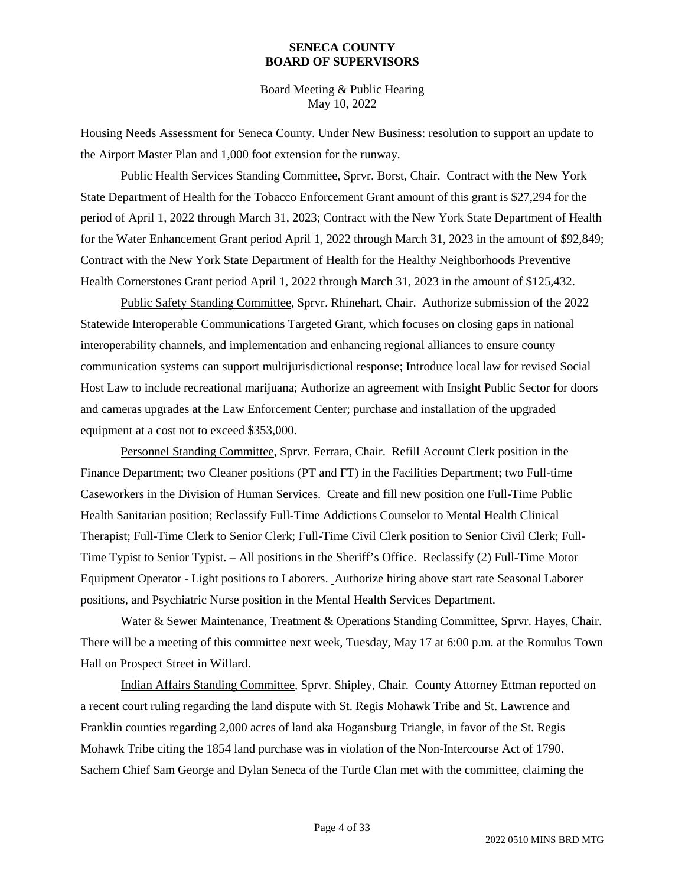Housing Needs Assessment for Seneca County. Under New Business: resolution to support an update to the Airport Master Plan and 1,000 foot extension for the runway.

Public Health Services Standing Committee, Sprvr. Borst, Chair. Contract with the New York State Department of Health for the Tobacco Enforcement Grant amount of this grant is $27,294 for the period of April 1, 2022 through March 31, 2023; Contract with the New York State Department of Health for the Water Enhancement Grant period April 1, 2022 through March 31, 2023 in the amount of $92,849; Contract with the New York State Department of Health for the Healthy Neighborhoods Preventive Health Cornerstones Grant period April 1, 2022 through March 31, 2023 in the amount of $125,432.

Public Safety Standing Committee, Sprvr. Rhinehart, Chair. Authorize submission of the 2022 Statewide Interoperable Communications Targeted Grant, which focuses on closing gaps in national interoperability channels, and implementation and enhancing regional alliances to ensure county communication systems can support multijurisdictional response; Introduce local law for revised Social Host Law to include recreational marijuana; Authorize an agreement with Insight Public Sector for doors and cameras upgrades at the Law Enforcement Center; purchase and installation of the upgraded equipment at a cost not to exceed $353,000.

Personnel Standing Committee, Sprvr. Ferrara, Chair. Refill Account Clerk position in the Finance Department; two Cleaner positions (PT and FT) in the Facilities Department; two Full-time Caseworkers in the Division of Human Services. Create and fill new position one Full-Time Public Health Sanitarian position; Reclassify Full-Time Addictions Counselor to Mental Health Clinical Therapist; Full-Time Clerk to Senior Clerk; Full-Time Civil Clerk position to Senior Civil Clerk; Full-Time Typist to Senior Typist. – All positions in the Sheriff's Office. Reclassify (2) Full-Time Motor Equipment Operator - Light positions to Laborers. Authorize hiring above start rate Seasonal Laborer positions, and Psychiatric Nurse position in the Mental Health Services Department.

Water & Sewer Maintenance, Treatment & Operations Standing Committee, Sprvr. Hayes, Chair. There will be a meeting of this committee next week, Tuesday, May 17 at 6:00 p.m. at the Romulus Town Hall on Prospect Street in Willard.

Indian Affairs Standing Committee, Sprvr. Shipley, Chair. County Attorney Ettman reported on a recent court ruling regarding the land dispute with St. Regis Mohawk Tribe and St. Lawrence and Franklin counties regarding 2,000 acres of land aka Hogansburg Triangle, in favor of the St. Regis Mohawk Tribe citing the 1854 land purchase was in violation of the Non-Intercourse Act of 1790. Sachem Chief Sam George and Dylan Seneca of the Turtle Clan met with the committee, claiming the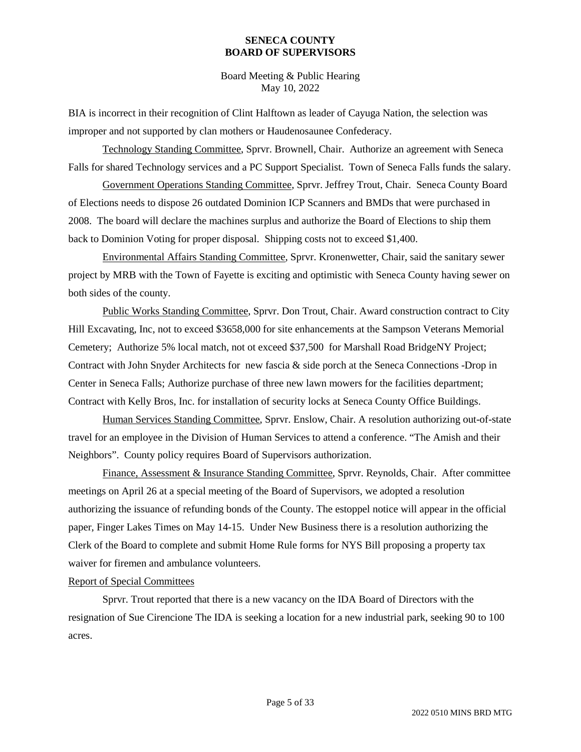BIA is incorrect in their recognition of Clint Halftown as leader of Cayuga Nation, the selection was improper and not supported by clan mothers or Haudenosaunee Confederacy.

Technology Standing Committee, Sprvr. Brownell, Chair. Authorize an agreement with Seneca Falls for shared Technology services and a PC Support Specialist. Town of Seneca Falls funds the salary.

Government Operations Standing Committee, Sprvr. Jeffrey Trout, Chair. Seneca County Board of Elections needs to dispose 26 outdated Dominion ICP Scanners and BMDs that were purchased in 2008. The board will declare the machines surplus and authorize the Board of Elections to ship them back to Dominion Voting for proper disposal. Shipping costs not to exceed $1,400.

Environmental Affairs Standing Committee, Sprvr. Kronenwetter, Chair, said the sanitary sewer project by MRB with the Town of Fayette is exciting and optimistic with Seneca County having sewer on both sides of the county.

Public Works Standing Committee, Sprvr. Don Trout, Chair. Award construction contract to City Hill Excavating, Inc, not to exceed $3658,000 for site enhancements at the Sampson Veterans Memorial Cemetery; Authorize 5% local match, not ot exceed $37,500 for Marshall Road BridgeNY Project; Contract with John Snyder Architects for new fascia & side porch at the Seneca Connections -Drop in Center in Seneca Falls; Authorize purchase of three new lawn mowers for the facilities department; Contract with Kelly Bros, Inc. for installation of security locks at Seneca County Office Buildings.

Human Services Standing Committee, Sprvr. Enslow, Chair. A resolution authorizing out-of-state travel for an employee in the Division of Human Services to attend a conference. "The Amish and their Neighbors". County policy requires Board of Supervisors authorization.

Finance, Assessment & Insurance Standing Committee, Sprvr. Reynolds, Chair. After committee meetings on April 26 at a special meeting of the Board of Supervisors, we adopted a resolution authorizing the issuance of refunding bonds of the County. The estoppel notice will appear in the official paper, Finger Lakes Times on May 14-15. Under New Business there is a resolution authorizing the Clerk of the Board to complete and submit Home Rule forms for NYS Bill proposing a property tax waiver for firemen and ambulance volunteers.

Report of Special Committees

Sprvr. Trout reported that there is a new vacancy on the IDA Board of Directors with the resignation of Sue Cirencione The IDA is seeking a location for a new industrial park, seeking 90 to 100 acres.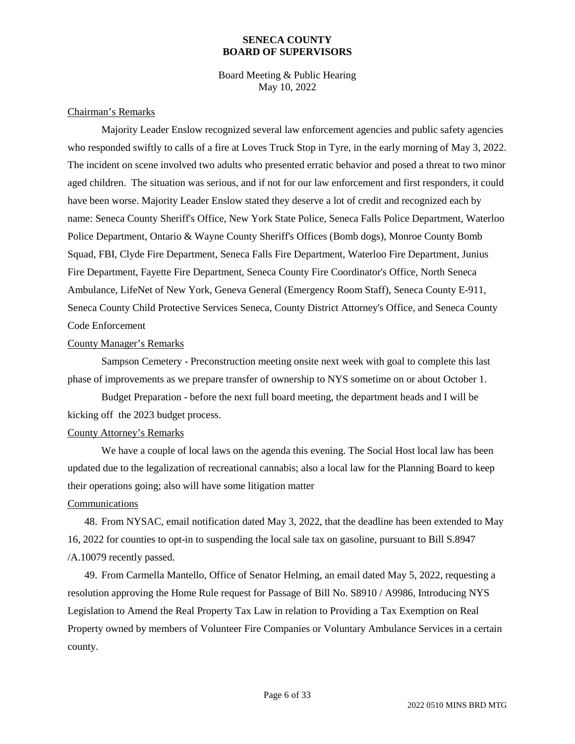**SENECA COUNTY**
**BOARD OF SUPERVISORS**

Board Meeting & Public Hearing
May 10, 2022

Chairman's Remarks

Majority Leader Enslow recognized several law enforcement agencies and public safety agencies who responded swiftly to calls of a fire at Loves Truck Stop in Tyre, in the early morning of May 3, 2022. The incident on scene involved two adults who presented erratic behavior and posed a threat to two minor aged children. The situation was serious, and if not for our law enforcement and first responders, it could have been worse. Majority Leader Enslow stated they deserve a lot of credit and recognized each by name: Seneca County Sheriff's Office, New York State Police, Seneca Falls Police Department, Waterloo Police Department, Ontario & Wayne County Sheriff's Offices (Bomb dogs), Monroe County Bomb Squad, FBI, Clyde Fire Department, Seneca Falls Fire Department, Waterloo Fire Department, Junius Fire Department, Fayette Fire Department, Seneca County Fire Coordinator's Office, North Seneca Ambulance, LifeNet of New York, Geneva General (Emergency Room Staff), Seneca County E-911, Seneca County Child Protective Services Seneca, County District Attorney's Office, and Seneca County Code Enforcement

County Manager's Remarks

Sampson Cemetery - Preconstruction meeting onsite next week with goal to complete this last phase of improvements as we prepare transfer of ownership to NYS sometime on or about October 1.

Budget Preparation - before the next full board meeting, the department heads and I will be kicking off the 2023 budget process.

County Attorney's Remarks

We have a couple of local laws on the agenda this evening. The Social Host local law has been updated due to the legalization of recreational cannabis; also a local law for the Planning Board to keep their operations going; also will have some litigation matter

Communications

48. From NYSAC, email notification dated May 3, 2022, that the deadline has been extended to May 16, 2022 for counties to opt-in to suspending the local sale tax on gasoline, pursuant to Bill S.8947 /A.10079 recently passed.

49. From Carmella Mantello, Office of Senator Helming, an email dated May 5, 2022, requesting a resolution approving the Home Rule request for Passage of Bill No. S8910 / A9986, Introducing NYS Legislation to Amend the Real Property Tax Law in relation to Providing a Tax Exemption on Real Property owned by members of Volunteer Fire Companies or Voluntary Ambulance Services in a certain county.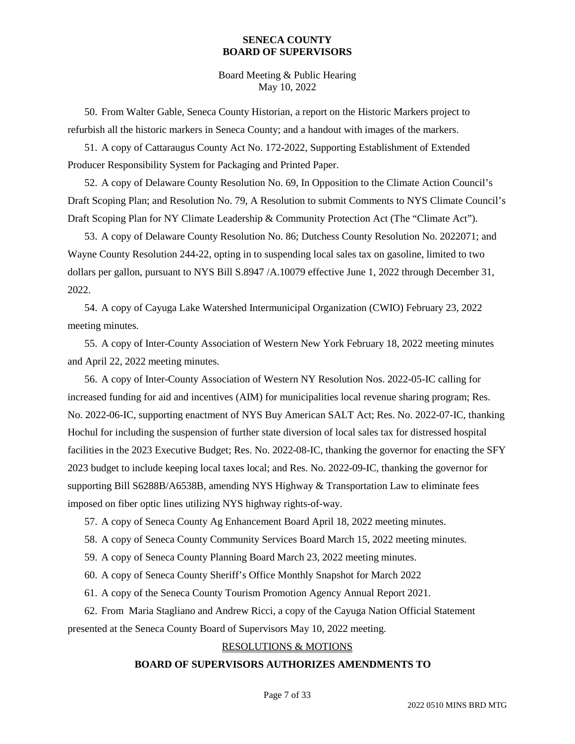50. From Walter Gable, Seneca County Historian, a report on the Historic Markers project to refurbish all the historic markers in Seneca County; and a handout with images of the markers.

51. A copy of Cattaraugus County Act No. 172-2022, Supporting Establishment of Extended Producer Responsibility System for Packaging and Printed Paper.

52. A copy of Delaware County Resolution No. 69, In Opposition to the Climate Action Council's Draft Scoping Plan; and Resolution No. 79, A Resolution to submit Comments to NYS Climate Council's Draft Scoping Plan for NY Climate Leadership & Community Protection Act (The "Climate Act").

53. A copy of Delaware County Resolution No. 86; Dutchess County Resolution No. 2022071; and Wayne County Resolution 244-22, opting in to suspending local sales tax on gasoline, limited to two dollars per gallon, pursuant to NYS Bill S.8947 /A.10079 effective June 1, 2022 through December 31, 2022.

54. A copy of Cayuga Lake Watershed Intermunicipal Organization (CWIO) February 23, 2022 meeting minutes.

55. A copy of Inter-County Association of Western New York February 18, 2022 meeting minutes and April 22, 2022 meeting minutes.

56. A copy of Inter-County Association of Western NY Resolution Nos. 2022-05-IC calling for increased funding for aid and incentives (AIM) for municipalities local revenue sharing program; Res. No. 2022-06-IC, supporting enactment of NYS Buy American SALT Act; Res. No. 2022-07-IC, thanking Hochul for including the suspension of further state diversion of local sales tax for distressed hospital facilities in the 2023 Executive Budget; Res. No. 2022-08-IC, thanking the governor for enacting the SFY 2023 budget to include keeping local taxes local; and Res. No. 2022-09-IC, thanking the governor for supporting Bill S6288B/A6538B, amending NYS Highway & Transportation Law to eliminate fees imposed on fiber optic lines utilizing NYS highway rights-of-way.

57. A copy of Seneca County Ag Enhancement Board April 18, 2022 meeting minutes.

58. A copy of Seneca County Community Services Board March 15, 2022 meeting minutes.

59. A copy of Seneca County Planning Board March 23, 2022 meeting minutes.

60. A copy of Seneca County Sheriff's Office Monthly Snapshot for March 2022

61. A copy of the Seneca County Tourism Promotion Agency Annual Report 2021.

62. From Maria Stagliano and Andrew Ricci, a copy of the Cayuga Nation Official Statement presented at the Seneca County Board of Supervisors May 10, 2022 meeting.

## RESOLUTIONS & MOTIONS

**BOARD OF SUPERVISORS AUTHORIZES AMENDMENTS TO**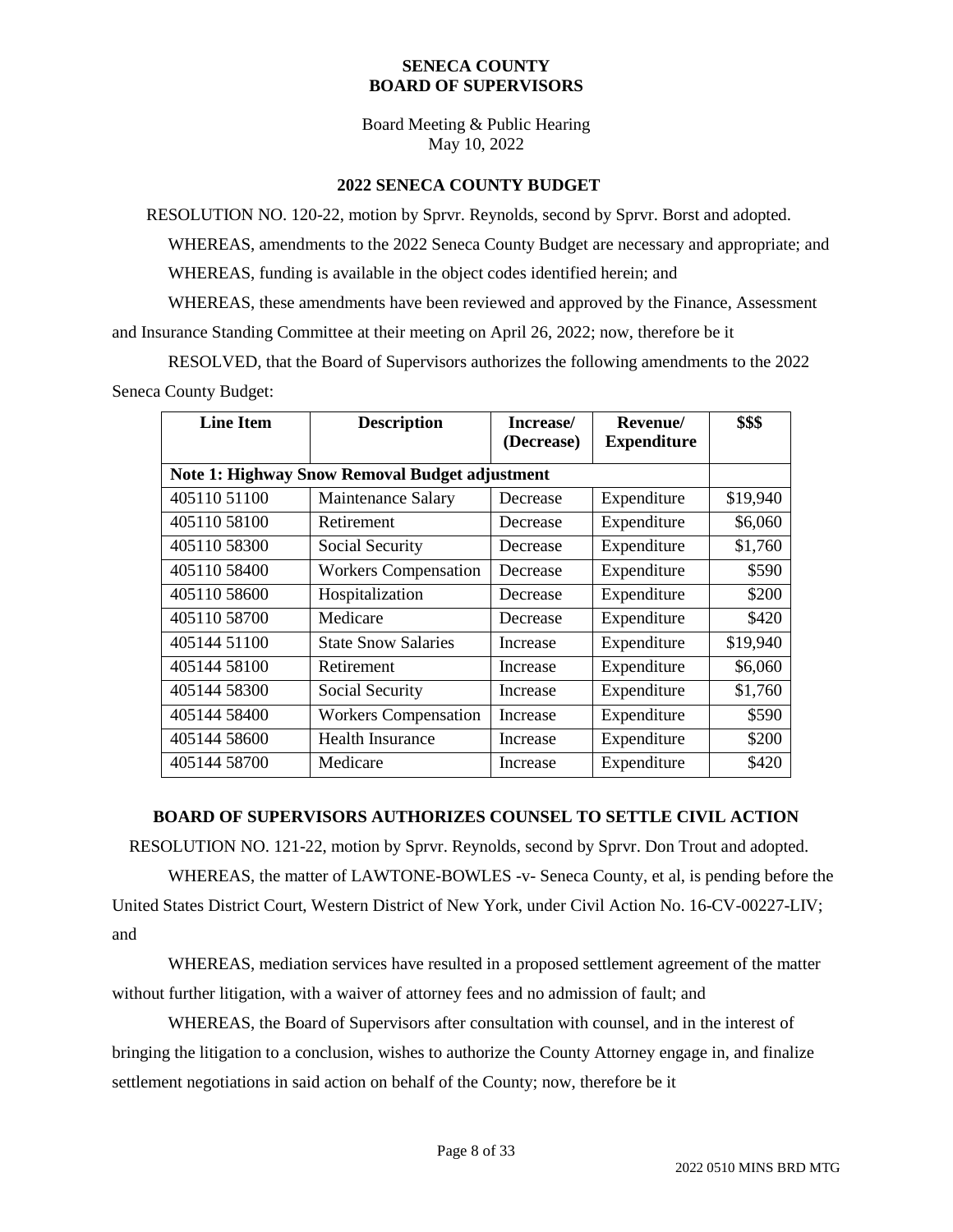**SENECA COUNTY**
**BOARD OF SUPERVISORS**

Board Meeting & Public Hearing
May 10, 2022

## 2022 SENECA COUNTY BUDGET

RESOLUTION NO. 120-22, motion by Sprvr. Reynolds, second by Sprvr. Borst and adopted.

WHEREAS, amendments to the 2022 Seneca County Budget are necessary and appropriate; and

WHEREAS, funding is available in the object codes identified herein; and

WHEREAS, these amendments have been reviewed and approved by the Finance, Assessment and Insurance Standing Committee at their meeting on April 26, 2022; now, therefore be it

RESOLVED, that the Board of Supervisors authorizes the following amendments to the 2022 Seneca County Budget:

| Line Item | Description | Increase/ (Decrease) | Revenue/ Expenditure | $$$ |
|---|---|---|---|---|
| **Note 1: Highway Snow Removal Budget adjustment** | | | | |
| 405110 51100 | Maintenance Salary | Decrease | Expenditure | $19,940 |
| 405110 58100 | Retirement | Decrease | Expenditure | $6,060 |
| 405110 58300 | Social Security | Decrease | Expenditure | $1,760 |
| 405110 58400 | Workers Compensation | Decrease | Expenditure | $590 |
| 405110 58600 | Hospitalization | Decrease | Expenditure | $200 |
| 405110 58700 | Medicare | Decrease | Expenditure | $420 |
| 405144 51100 | State Snow Salaries | Increase | Expenditure | $19,940 |
| 405144 58100 | Retirement | Increase | Expenditure | $6,060 |
| 405144 58300 | Social Security | Increase | Expenditure | $1,760 |
| 405144 58400 | Workers Compensation | Increase | Expenditure | $590 |
| 405144 58600 | Health Insurance | Increase | Expenditure | $200 |
| 405144 58700 | Medicare | Increase | Expenditure | $420 |

## BOARD OF SUPERVISORS AUTHORIZES COUNSEL TO SETTLE CIVIL ACTION

RESOLUTION NO. 121-22, motion by Sprvr. Reynolds, second by Sprvr. Don Trout and adopted.

WHEREAS, the matter of LAWTONE-BOWLES -v- Seneca County, et al, is pending before the United States District Court, Western District of New York, under Civil Action No. 16-CV-00227-LIV; and

WHEREAS, mediation services have resulted in a proposed settlement agreement of the matter without further litigation, with a waiver of attorney fees and no admission of fault; and

WHEREAS, the Board of Supervisors after consultation with counsel, and in the interest of bringing the litigation to a conclusion, wishes to authorize the County Attorney engage in, and finalize settlement negotiations in said action on behalf of the County; now, therefore be it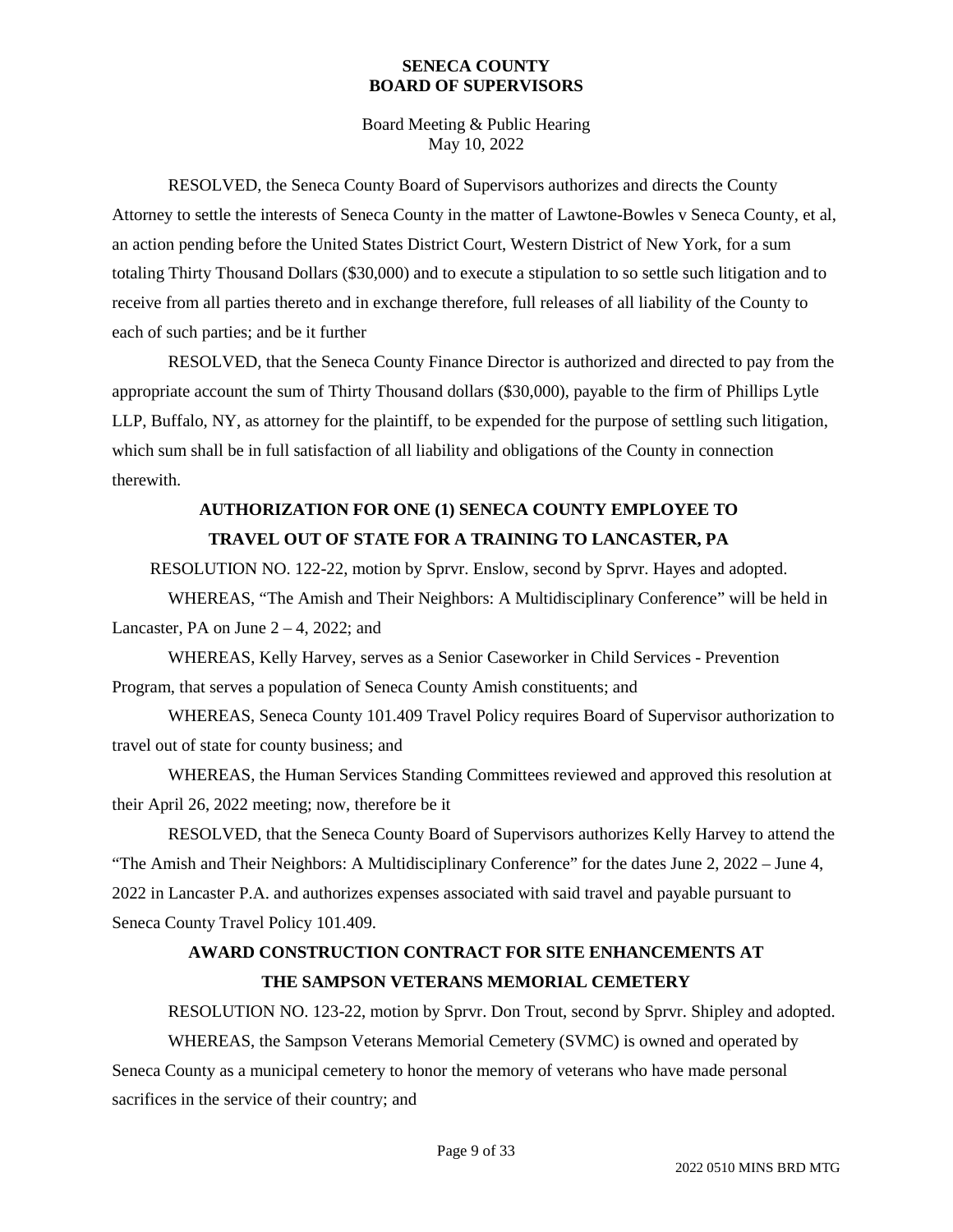RESOLVED, the Seneca County Board of Supervisors authorizes and directs the County Attorney to settle the interests of Seneca County in the matter of Lawtone-Bowles v Seneca County, et al, an action pending before the United States District Court, Western District of New York, for a sum totaling Thirty Thousand Dollars ($30,000) and to execute a stipulation to so settle such litigation and to receive from all parties thereto and in exchange therefore, full releases of all liability of the County to each of such parties; and be it further

RESOLVED, that the Seneca County Finance Director is authorized and directed to pay from the appropriate account the sum of Thirty Thousand dollars ($30,000), payable to the firm of Phillips Lytle LLP, Buffalo, NY, as attorney for the plaintiff, to be expended for the purpose of settling such litigation, which sum shall be in full satisfaction of all liability and obligations of the County in connection therewith.

## AUTHORIZATION FOR ONE (1) SENECA COUNTY EMPLOYEE TO TRAVEL OUT OF STATE FOR A TRAINING TO LANCASTER, PA

RESOLUTION NO. 122-22, motion by Sprvr. Enslow, second by Sprvr. Hayes and adopted.

WHEREAS, "The Amish and Their Neighbors: A Multidisciplinary Conference" will be held in Lancaster, PA on June 2 – 4, 2022; and

WHEREAS, Kelly Harvey, serves as a Senior Caseworker in Child Services - Prevention Program, that serves a population of Seneca County Amish constituents; and

WHEREAS, Seneca County 101.409 Travel Policy requires Board of Supervisor authorization to travel out of state for county business; and

WHEREAS, the Human Services Standing Committees reviewed and approved this resolution at their April 26, 2022 meeting; now, therefore be it

RESOLVED, that the Seneca County Board of Supervisors authorizes Kelly Harvey to attend the "The Amish and Their Neighbors: A Multidisciplinary Conference" for the dates June 2, 2022 – June 4, 2022 in Lancaster P.A. and authorizes expenses associated with said travel and payable pursuant to Seneca County Travel Policy 101.409.

## AWARD CONSTRUCTION CONTRACT FOR SITE ENHANCEMENTS AT THE SAMPSON VETERANS MEMORIAL CEMETERY

RESOLUTION NO. 123-22, motion by Sprvr. Don Trout, second by Sprvr. Shipley and adopted.

WHEREAS, the Sampson Veterans Memorial Cemetery (SVMC) is owned and operated by Seneca County as a municipal cemetery to honor the memory of veterans who have made personal sacrifices in the service of their country; and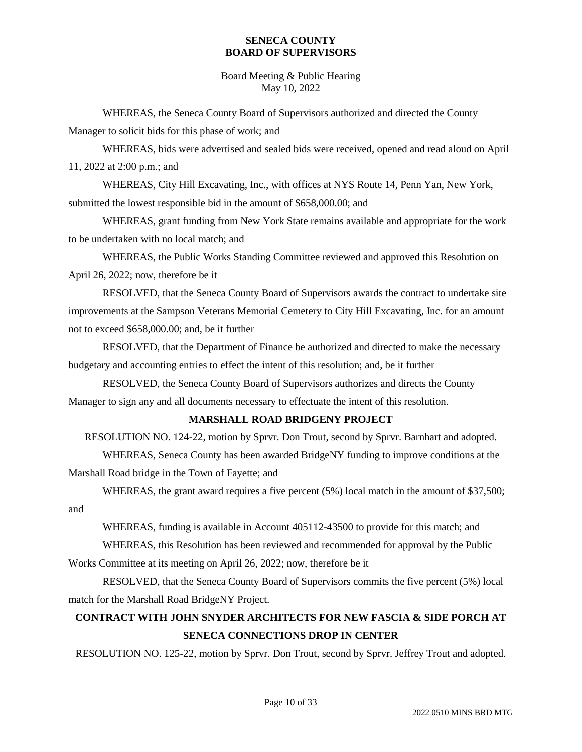WHEREAS, the Seneca County Board of Supervisors authorized and directed the County Manager to solicit bids for this phase of work; and

WHEREAS, bids were advertised and sealed bids were received, opened and read aloud on April 11, 2022 at 2:00 p.m.; and

WHEREAS, City Hill Excavating, Inc., with offices at NYS Route 14, Penn Yan, New York, submitted the lowest responsible bid in the amount of $658,000.00; and

WHEREAS, grant funding from New York State remains available and appropriate for the work to be undertaken with no local match; and

WHEREAS, the Public Works Standing Committee reviewed and approved this Resolution on April 26, 2022; now, therefore be it

RESOLVED, that the Seneca County Board of Supervisors awards the contract to undertake site improvements at the Sampson Veterans Memorial Cemetery to City Hill Excavating, Inc. for an amount not to exceed $658,000.00; and, be it further

RESOLVED, that the Department of Finance be authorized and directed to make the necessary budgetary and accounting entries to effect the intent of this resolution; and, be it further

RESOLVED, the Seneca County Board of Supervisors authorizes and directs the County Manager to sign any and all documents necessary to effectuate the intent of this resolution.

**MARSHALL ROAD BRIDGENY PROJECT**

RESOLUTION NO. 124-22, motion by Sprvr. Don Trout, second by Sprvr. Barnhart and adopted.

WHEREAS, Seneca County has been awarded BridgeNY funding to improve conditions at the Marshall Road bridge in the Town of Fayette; and

WHEREAS, the grant award requires a five percent (5%) local match in the amount of $37,500; and

WHEREAS, funding is available in Account 405112-43500 to provide for this match; and

WHEREAS, this Resolution has been reviewed and recommended for approval by the Public Works Committee at its meeting on April 26, 2022; now, therefore be it

RESOLVED, that the Seneca County Board of Supervisors commits the five percent (5%) local match for the Marshall Road BridgeNY Project.

**CONTRACT WITH JOHN SNYDER ARCHITECTS FOR NEW FASCIA & SIDE PORCH AT SENECA CONNECTIONS DROP IN CENTER**

RESOLUTION NO. 125-22, motion by Sprvr. Don Trout, second by Sprvr. Jeffrey Trout and adopted.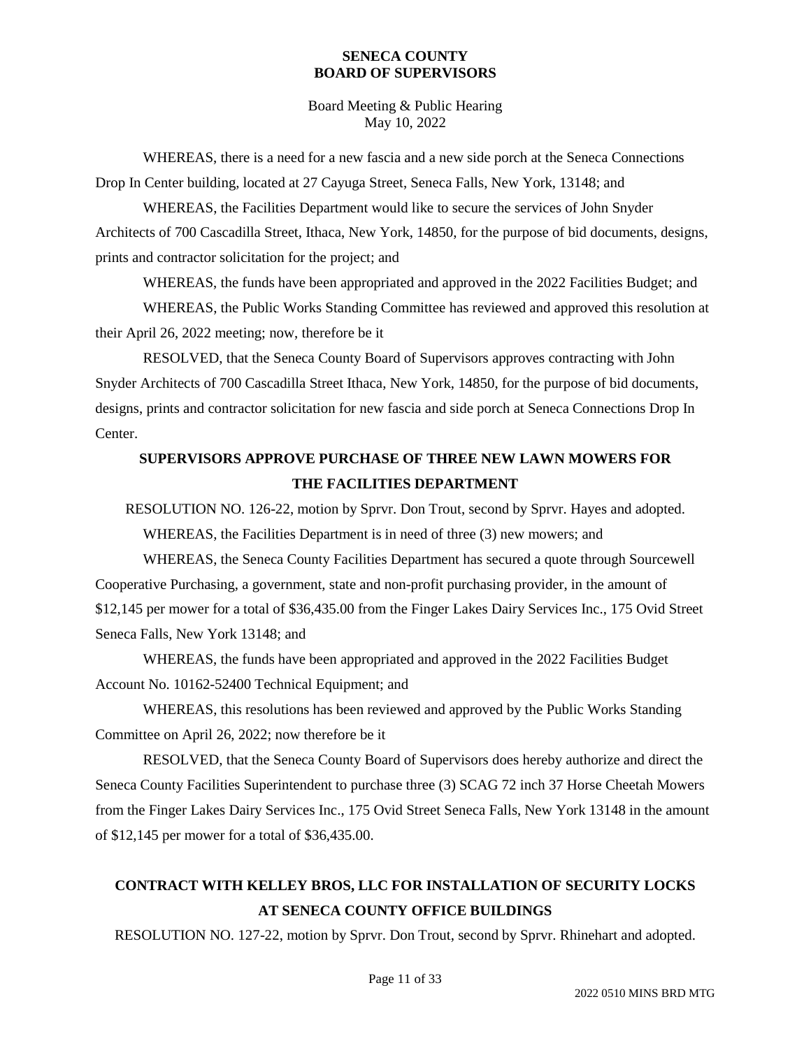WHEREAS, there is a need for a new fascia and a new side porch at the Seneca Connections Drop In Center building, located at 27 Cayuga Street, Seneca Falls, New York, 13148; and

WHEREAS, the Facilities Department would like to secure the services of John Snyder Architects of 700 Cascadilla Street, Ithaca, New York, 14850, for the purpose of bid documents, designs, prints and contractor solicitation for the project; and

WHEREAS, the funds have been appropriated and approved in the 2022 Facilities Budget; and

WHEREAS, the Public Works Standing Committee has reviewed and approved this resolution at their April 26, 2022 meeting; now, therefore be it

RESOLVED, that the Seneca County Board of Supervisors approves contracting with John Snyder Architects of 700 Cascadilla Street Ithaca, New York, 14850, for the purpose of bid documents, designs, prints and contractor solicitation for new fascia and side porch at Seneca Connections Drop In Center.

## SUPERVISORS APPROVE PURCHASE OF THREE NEW LAWN MOWERS FOR THE FACILITIES DEPARTMENT

RESOLUTION NO. 126-22, motion by Sprvr. Don Trout, second by Sprvr. Hayes and adopted.

WHEREAS, the Facilities Department is in need of three (3) new mowers; and

WHEREAS, the Seneca County Facilities Department has secured a quote through Sourcewell Cooperative Purchasing, a government, state and non-profit purchasing provider, in the amount of $12,145 per mower for a total of $36,435.00 from the Finger Lakes Dairy Services Inc., 175 Ovid Street Seneca Falls, New York 13148; and

WHEREAS, the funds have been appropriated and approved in the 2022 Facilities Budget Account No. 10162-52400 Technical Equipment; and

WHEREAS, this resolutions has been reviewed and approved by the Public Works Standing Committee on April 26, 2022; now therefore be it

RESOLVED, that the Seneca County Board of Supervisors does hereby authorize and direct the Seneca County Facilities Superintendent to purchase three (3) SCAG 72 inch 37 Horse Cheetah Mowers from the Finger Lakes Dairy Services Inc., 175 Ovid Street Seneca Falls, New York 13148 in the amount of $12,145 per mower for a total of $36,435.00.

## CONTRACT WITH KELLEY BROS, LLC FOR INSTALLATION OF SECURITY LOCKS AT SENECA COUNTY OFFICE BUILDINGS

RESOLUTION NO. 127-22, motion by Sprvr. Don Trout, second by Sprvr. Rhinehart and adopted.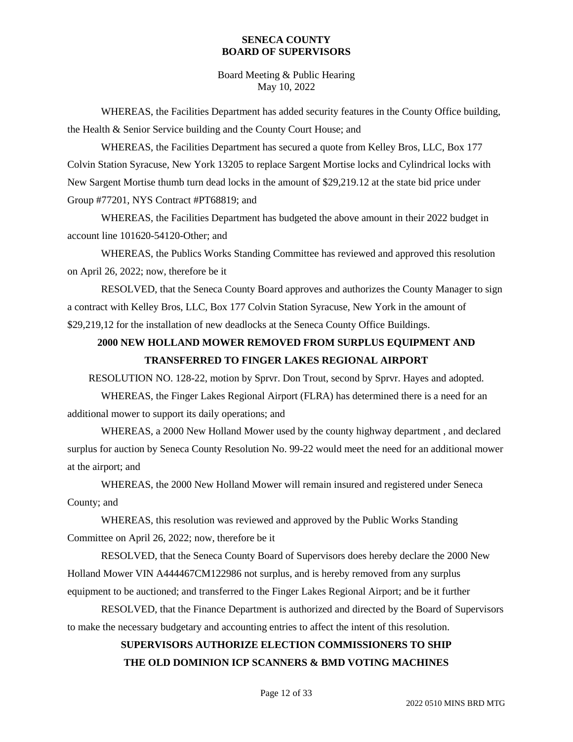WHEREAS, the Facilities Department has added security features in the County Office building, the Health & Senior Service building and the County Court House; and

WHEREAS, the Facilities Department has secured a quote from Kelley Bros, LLC, Box 177 Colvin Station Syracuse, New York 13205 to replace Sargent Mortise locks and Cylindrical locks with New Sargent Mortise thumb turn dead locks in the amount of $29,219.12 at the state bid price under Group #77201, NYS Contract #PT68819; and

WHEREAS, the Facilities Department has budgeted the above amount in their 2022 budget in account line 101620-54120-Other; and

WHEREAS, the Publics Works Standing Committee has reviewed and approved this resolution on April 26, 2022; now, therefore be it

RESOLVED, that the Seneca County Board approves and authorizes the County Manager to sign a contract with Kelley Bros, LLC, Box 177 Colvin Station Syracuse, New York in the amount of $29,219,12 for the installation of new deadlocks at the Seneca County Office Buildings.

**2000 NEW HOLLAND MOWER REMOVED FROM SURPLUS EQUIPMENT AND TRANSFERRED TO FINGER LAKES REGIONAL AIRPORT**

RESOLUTION NO. 128-22, motion by Sprvr. Don Trout, second by Sprvr. Hayes and adopted.

WHEREAS, the Finger Lakes Regional Airport (FLRA) has determined there is a need for an additional mower to support its daily operations; and

WHEREAS, a 2000 New Holland Mower used by the county highway department , and declared surplus for auction by Seneca County Resolution No. 99-22 would meet the need for an additional mower at the airport; and

WHEREAS, the 2000 New Holland Mower will remain insured and registered under Seneca County; and

WHEREAS, this resolution was reviewed and approved by the Public Works Standing Committee on April 26, 2022; now, therefore be it

RESOLVED, that the Seneca County Board of Supervisors does hereby declare the 2000 New Holland Mower VIN A444467CM122986 not surplus, and is hereby removed from any surplus equipment to be auctioned; and transferred to the Finger Lakes Regional Airport; and be it further

RESOLVED, that the Finance Department is authorized and directed by the Board of Supervisors to make the necessary budgetary and accounting entries to affect the intent of this resolution.

**SUPERVISORS AUTHORIZE ELECTION COMMISSIONERS TO SHIP THE OLD DOMINION ICP SCANNERS & BMD VOTING MACHINES**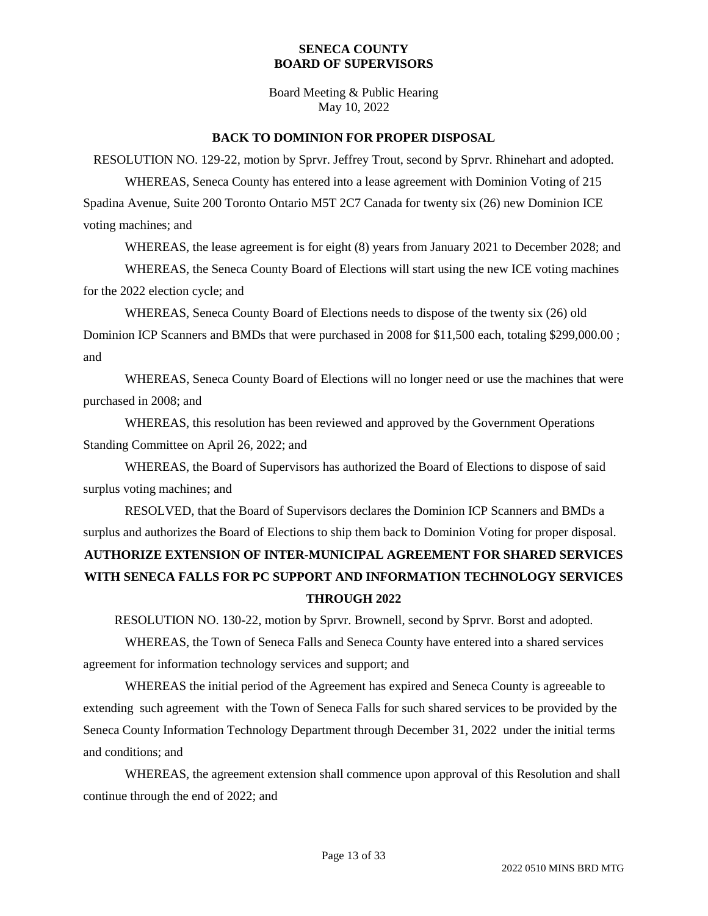**SENECA COUNTY**
**BOARD OF SUPERVISORS**

Board Meeting & Public Hearing
May 10, 2022

## BACK TO DOMINION FOR PROPER DISPOSAL

RESOLUTION NO. 129-22, motion by Sprvr. Jeffrey Trout, second by Sprvr. Rhinehart and adopted.

WHEREAS, Seneca County has entered into a lease agreement with Dominion Voting of 215 Spadina Avenue, Suite 200 Toronto Ontario M5T 2C7 Canada for twenty six (26) new Dominion ICE voting machines; and

WHEREAS, the lease agreement is for eight (8) years from January 2021 to December 2028; and

WHEREAS, the Seneca County Board of Elections will start using the new ICE voting machines for the 2022 election cycle; and

WHEREAS, Seneca County Board of Elections needs to dispose of the twenty six (26) old Dominion ICP Scanners and BMDs that were purchased in 2008 for $11,500 each, totaling $299,000.00 ; and

WHEREAS, Seneca County Board of Elections will no longer need or use the machines that were purchased in 2008; and

WHEREAS, this resolution has been reviewed and approved by the Government Operations Standing Committee on April 26, 2022; and

WHEREAS, the Board of Supervisors has authorized the Board of Elections to dispose of said surplus voting machines; and

RESOLVED, that the Board of Supervisors declares the Dominion ICP Scanners and BMDs a surplus and authorizes the Board of Elections to ship them back to Dominion Voting for proper disposal.

## AUTHORIZE EXTENSION OF INTER-MUNICIPAL AGREEMENT FOR SHARED SERVICES WITH SENECA FALLS FOR PC SUPPORT AND INFORMATION TECHNOLOGY SERVICES THROUGH 2022

RESOLUTION NO. 130-22, motion by Sprvr. Brownell, second by Sprvr. Borst and adopted.

WHEREAS, the Town of Seneca Falls and Seneca County have entered into a shared services agreement for information technology services and support; and

WHEREAS the initial period of the Agreement has expired and Seneca County is agreeable to extending such agreement with the Town of Seneca Falls for such shared services to be provided by the Seneca County Information Technology Department through December 31, 2022 under the initial terms and conditions; and

WHEREAS, the agreement extension shall commence upon approval of this Resolution and shall continue through the end of 2022; and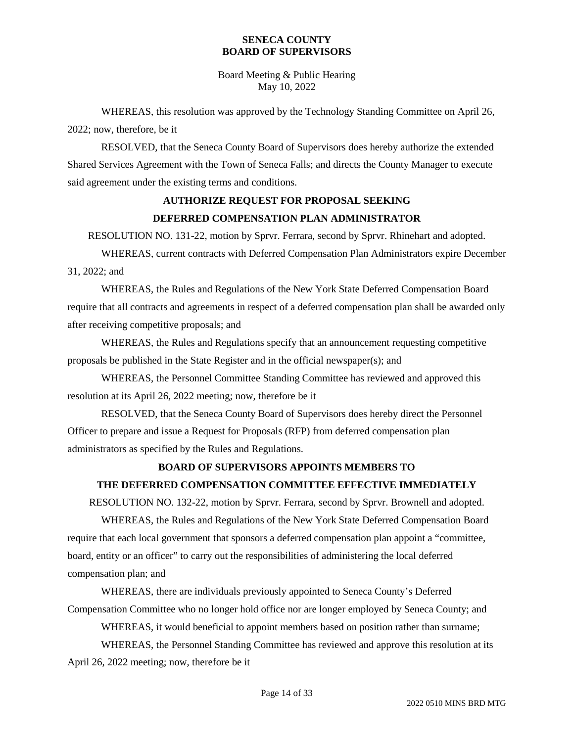WHEREAS, this resolution was approved by the Technology Standing Committee on April 26, 2022; now, therefore, be it

RESOLVED, that the Seneca County Board of Supervisors does hereby authorize the extended Shared Services Agreement with the Town of Seneca Falls; and directs the County Manager to execute said agreement under the existing terms and conditions.

## AUTHORIZE REQUEST FOR PROPOSAL SEEKING DEFERRED COMPENSATION PLAN ADMINISTRATOR

RESOLUTION NO. 131-22, motion by Sprvr. Ferrara, second by Sprvr. Rhinehart and adopted.

WHEREAS, current contracts with Deferred Compensation Plan Administrators expire December 31, 2022; and

WHEREAS, the Rules and Regulations of the New York State Deferred Compensation Board require that all contracts and agreements in respect of a deferred compensation plan shall be awarded only after receiving competitive proposals; and

WHEREAS, the Rules and Regulations specify that an announcement requesting competitive proposals be published in the State Register and in the official newspaper(s); and

WHEREAS, the Personnel Committee Standing Committee has reviewed and approved this resolution at its April 26, 2022 meeting; now, therefore be it

RESOLVED, that the Seneca County Board of Supervisors does hereby direct the Personnel Officer to prepare and issue a Request for Proposals (RFP) from deferred compensation plan administrators as specified by the Rules and Regulations.

## BOARD OF SUPERVISORS APPOINTS MEMBERS TO THE DEFERRED COMPENSATION COMMITTEE EFFECTIVE IMMEDIATELY

RESOLUTION NO. 132-22, motion by Sprvr. Ferrara, second by Sprvr. Brownell and adopted.

WHEREAS, the Rules and Regulations of the New York State Deferred Compensation Board require that each local government that sponsors a deferred compensation plan appoint a "committee, board, entity or an officer" to carry out the responsibilities of administering the local deferred compensation plan; and

WHEREAS, there are individuals previously appointed to Seneca County's Deferred Compensation Committee who no longer hold office nor are longer employed by Seneca County; and

WHEREAS, it would beneficial to appoint members based on position rather than surname;

WHEREAS, the Personnel Standing Committee has reviewed and approve this resolution at its April 26, 2022 meeting; now, therefore be it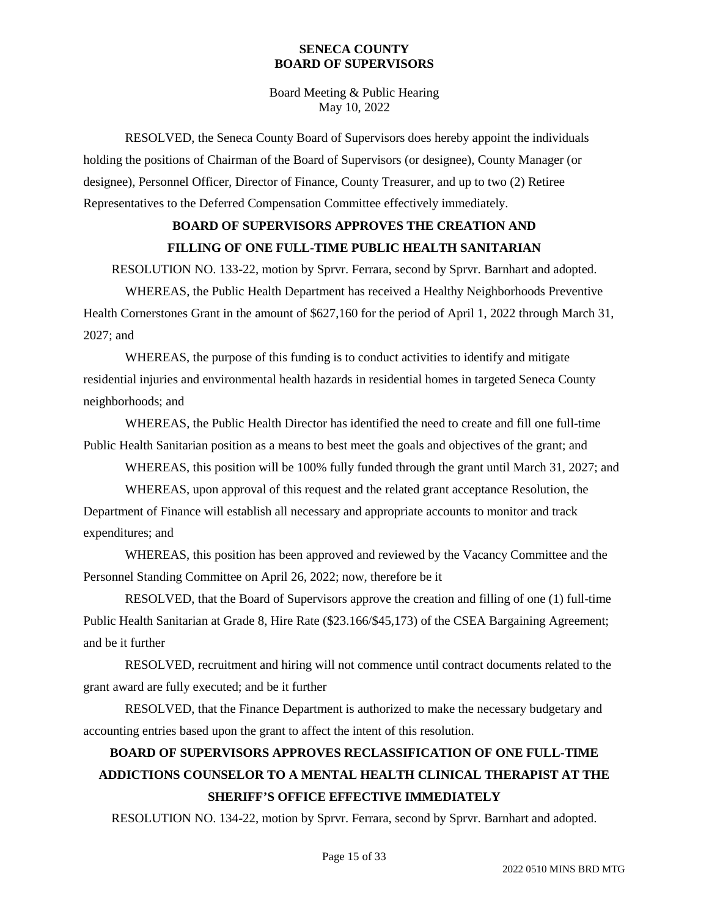RESOLVED, the Seneca County Board of Supervisors does hereby appoint the individuals holding the positions of Chairman of the Board of Supervisors (or designee), County Manager (or designee), Personnel Officer, Director of Finance, County Treasurer, and up to two (2) Retiree Representatives to the Deferred Compensation Committee effectively immediately.

**BOARD OF SUPERVISORS APPROVES THE CREATION AND FILLING OF ONE FULL-TIME PUBLIC HEALTH SANITARIAN**

RESOLUTION NO. 133-22, motion by Sprvr. Ferrara, second by Sprvr. Barnhart and adopted.

WHEREAS, the Public Health Department has received a Healthy Neighborhoods Preventive Health Cornerstones Grant in the amount of $627,160 for the period of April 1, 2022 through March 31, 2027; and

WHEREAS, the purpose of this funding is to conduct activities to identify and mitigate residential injuries and environmental health hazards in residential homes in targeted Seneca County neighborhoods; and

WHEREAS, the Public Health Director has identified the need to create and fill one full-time Public Health Sanitarian position as a means to best meet the goals and objectives of the grant; and

WHEREAS, this position will be 100% fully funded through the grant until March 31, 2027; and

WHEREAS, upon approval of this request and the related grant acceptance Resolution, the Department of Finance will establish all necessary and appropriate accounts to monitor and track expenditures; and

WHEREAS, this position has been approved and reviewed by the Vacancy Committee and the Personnel Standing Committee on April 26, 2022; now, therefore be it

RESOLVED, that the Board of Supervisors approve the creation and filling of one (1) full-time Public Health Sanitarian at Grade 8, Hire Rate ($23.166/$45,173) of the CSEA Bargaining Agreement; and be it further

RESOLVED, recruitment and hiring will not commence until contract documents related to the grant award are fully executed; and be it further

RESOLVED, that the Finance Department is authorized to make the necessary budgetary and accounting entries based upon the grant to affect the intent of this resolution.

**BOARD OF SUPERVISORS APPROVES RECLASSIFICATION OF ONE FULL-TIME ADDICTIONS COUNSELOR TO A MENTAL HEALTH CLINICAL THERAPIST AT THE SHERIFF'S OFFICE EFFECTIVE IMMEDIATELY**

RESOLUTION NO. 134-22, motion by Sprvr. Ferrara, second by Sprvr. Barnhart and adopted.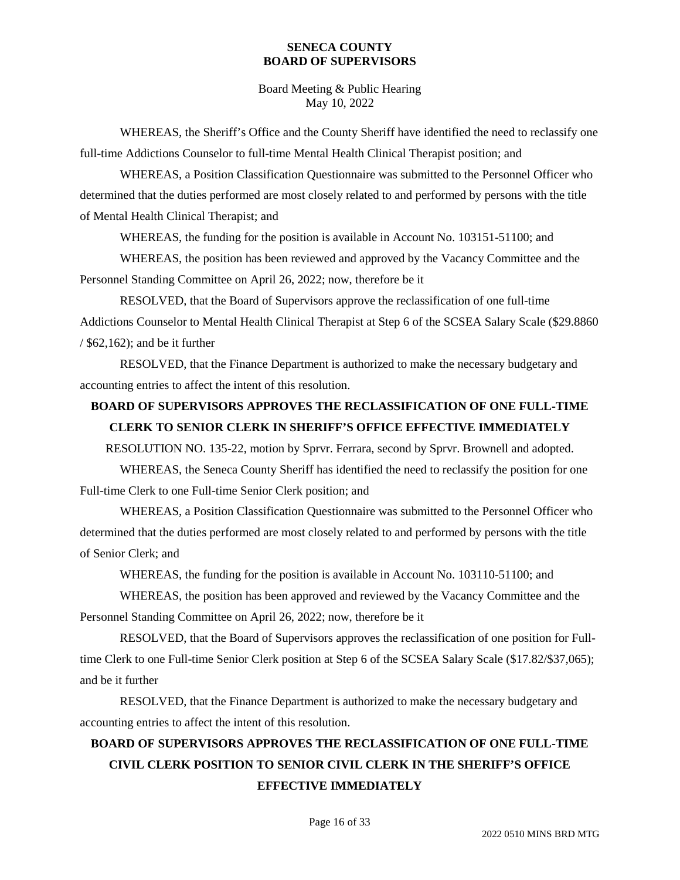WHEREAS, the Sheriff's Office and the County Sheriff have identified the need to reclassify one full-time Addictions Counselor to full-time Mental Health Clinical Therapist position; and

WHEREAS, a Position Classification Questionnaire was submitted to the Personnel Officer who determined that the duties performed are most closely related to and performed by persons with the title of Mental Health Clinical Therapist; and

WHEREAS, the funding for the position is available in Account No. 103151-51100; and

WHEREAS, the position has been reviewed and approved by the Vacancy Committee and the Personnel Standing Committee on April 26, 2022; now, therefore be it

RESOLVED, that the Board of Supervisors approve the reclassification of one full-time Addictions Counselor to Mental Health Clinical Therapist at Step 6 of the SCSEA Salary Scale ($29.8860 / $62,162); and be it further

RESOLVED, that the Finance Department is authorized to make the necessary budgetary and accounting entries to affect the intent of this resolution.

## BOARD OF SUPERVISORS APPROVES THE RECLASSIFICATION OF ONE FULL-TIME CLERK TO SENIOR CLERK IN SHERIFF'S OFFICE EFFECTIVE IMMEDIATELY

RESOLUTION NO. 135-22, motion by Sprvr. Ferrara, second by Sprvr. Brownell and adopted.

WHEREAS, the Seneca County Sheriff has identified the need to reclassify the position for one Full-time Clerk to one Full-time Senior Clerk position; and

WHEREAS, a Position Classification Questionnaire was submitted to the Personnel Officer who determined that the duties performed are most closely related to and performed by persons with the title of Senior Clerk; and

WHEREAS, the funding for the position is available in Account No. 103110-51100; and

WHEREAS, the position has been approved and reviewed by the Vacancy Committee and the Personnel Standing Committee on April 26, 2022; now, therefore be it

RESOLVED, that the Board of Supervisors approves the reclassification of one position for Full-time Clerk to one Full-time Senior Clerk position at Step 6 of the SCSEA Salary Scale ($17.82/$37,065); and be it further

RESOLVED, that the Finance Department is authorized to make the necessary budgetary and accounting entries to affect the intent of this resolution.

## BOARD OF SUPERVISORS APPROVES THE RECLASSIFICATION OF ONE FULL-TIME CIVIL CLERK POSITION TO SENIOR CIVIL CLERK IN THE SHERIFF'S OFFICE EFFECTIVE IMMEDIATELY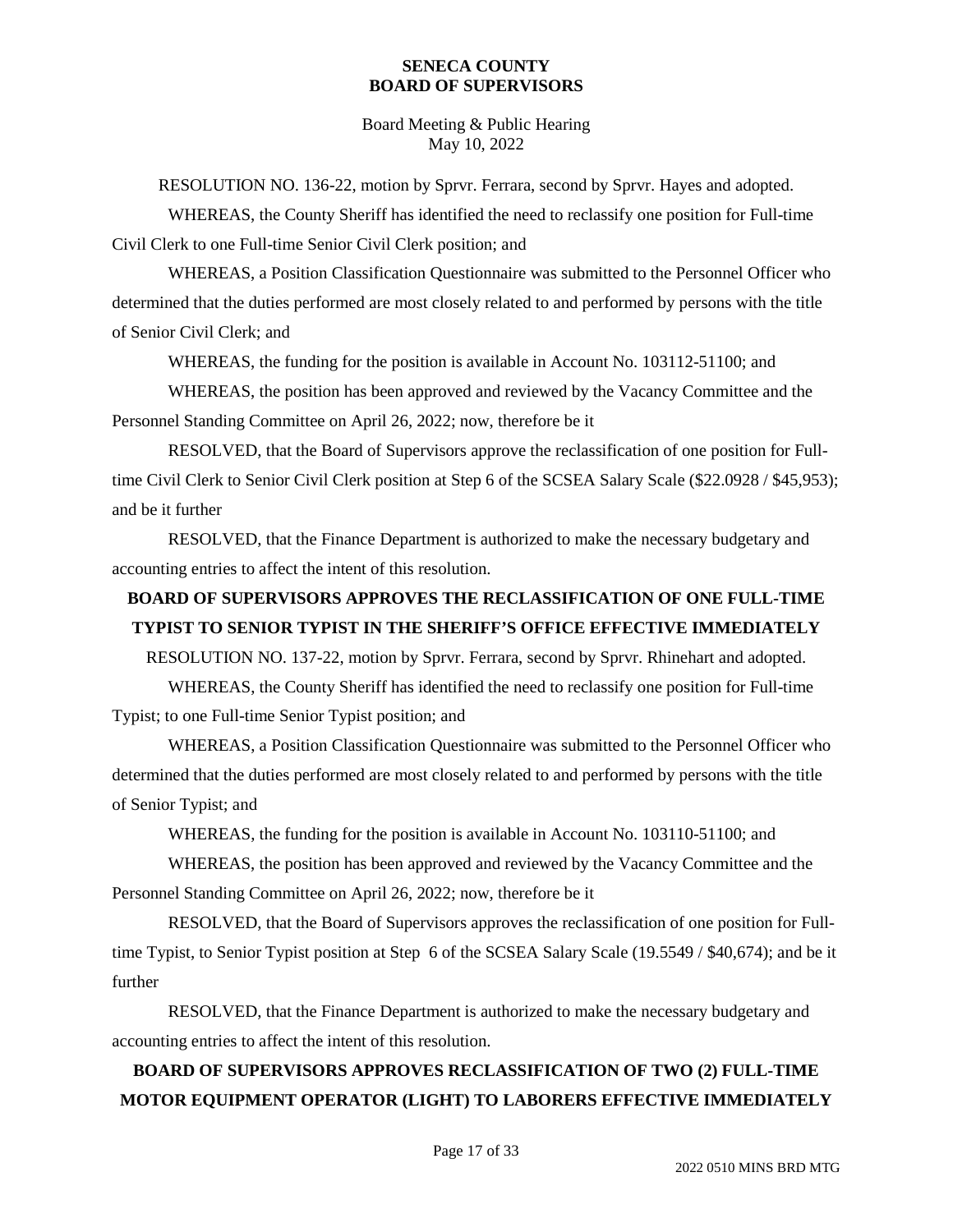RESOLUTION NO. 136-22, motion by Sprvr. Ferrara, second by Sprvr. Hayes and adopted.

WHEREAS, the County Sheriff has identified the need to reclassify one position for Full-time Civil Clerk to one Full-time Senior Civil Clerk position; and

WHEREAS, a Position Classification Questionnaire was submitted to the Personnel Officer who determined that the duties performed are most closely related to and performed by persons with the title of Senior Civil Clerk; and

WHEREAS, the funding for the position is available in Account No. 103112-51100; and

WHEREAS, the position has been approved and reviewed by the Vacancy Committee and the Personnel Standing Committee on April 26, 2022; now, therefore be it

RESOLVED, that the Board of Supervisors approve the reclassification of one position for Full-time Civil Clerk to Senior Civil Clerk position at Step 6 of the SCSEA Salary Scale ($22.0928 / $45,953); and be it further

RESOLVED, that the Finance Department is authorized to make the necessary budgetary and accounting entries to affect the intent of this resolution.

**BOARD OF SUPERVISORS APPROVES THE RECLASSIFICATION OF ONE FULL-TIME TYPIST TO SENIOR TYPIST IN THE SHERIFF'S OFFICE EFFECTIVE IMMEDIATELY**

RESOLUTION NO. 137-22, motion by Sprvr. Ferrara, second by Sprvr. Rhinehart and adopted.

WHEREAS, the County Sheriff has identified the need to reclassify one position for Full-time Typist; to one Full-time Senior Typist position; and

WHEREAS, a Position Classification Questionnaire was submitted to the Personnel Officer who determined that the duties performed are most closely related to and performed by persons with the title of Senior Typist; and

WHEREAS, the funding for the position is available in Account No. 103110-51100; and

WHEREAS, the position has been approved and reviewed by the Vacancy Committee and the Personnel Standing Committee on April 26, 2022; now, therefore be it

RESOLVED, that the Board of Supervisors approves the reclassification of one position for Full-time Typist, to Senior Typist position at Step 6 of the SCSEA Salary Scale (19.5549 / $40,674); and be it further

RESOLVED, that the Finance Department is authorized to make the necessary budgetary and accounting entries to affect the intent of this resolution.

**BOARD OF SUPERVISORS APPROVES RECLASSIFICATION OF TWO (2) FULL-TIME MOTOR EQUIPMENT OPERATOR (LIGHT) TO LABORERS EFFECTIVE IMMEDIATELY**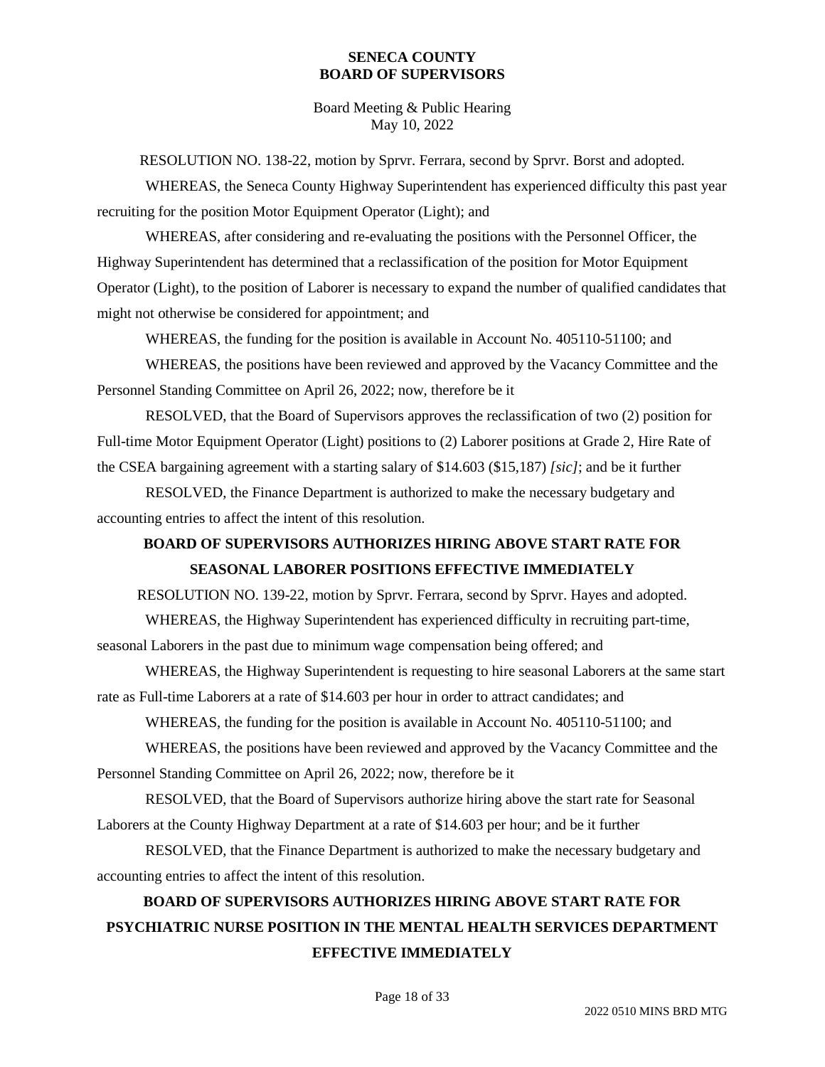RESOLUTION NO. 138-22, motion by Sprvr. Ferrara, second by Sprvr. Borst and adopted.

WHEREAS, the Seneca County Highway Superintendent has experienced difficulty this past year recruiting for the position Motor Equipment Operator (Light); and

WHEREAS, after considering and re-evaluating the positions with the Personnel Officer, the Highway Superintendent has determined that a reclassification of the position for Motor Equipment Operator (Light), to the position of Laborer is necessary to expand the number of qualified candidates that might not otherwise be considered for appointment; and

WHEREAS, the funding for the position is available in Account No. 405110-51100; and

WHEREAS, the positions have been reviewed and approved by the Vacancy Committee and the Personnel Standing Committee on April 26, 2022; now, therefore be it

RESOLVED, that the Board of Supervisors approves the reclassification of two (2) position for Full-time Motor Equipment Operator (Light) positions to (2) Laborer positions at Grade 2, Hire Rate of the CSEA bargaining agreement with a starting salary of $14.603 ($15,187) *[sic]*; and be it further

RESOLVED, the Finance Department is authorized to make the necessary budgetary and accounting entries to affect the intent of this resolution.

## BOARD OF SUPERVISORS AUTHORIZES HIRING ABOVE START RATE FOR SEASONAL LABORER POSITIONS EFFECTIVE IMMEDIATELY

RESOLUTION NO. 139-22, motion by Sprvr. Ferrara, second by Sprvr. Hayes and adopted.

WHEREAS, the Highway Superintendent has experienced difficulty in recruiting part-time, seasonal Laborers in the past due to minimum wage compensation being offered; and

WHEREAS, the Highway Superintendent is requesting to hire seasonal Laborers at the same start rate as Full-time Laborers at a rate of $14.603 per hour in order to attract candidates; and

WHEREAS, the funding for the position is available in Account No. 405110-51100; and

WHEREAS, the positions have been reviewed and approved by the Vacancy Committee and the Personnel Standing Committee on April 26, 2022; now, therefore be it

RESOLVED, that the Board of Supervisors authorize hiring above the start rate for Seasonal Laborers at the County Highway Department at a rate of $14.603 per hour; and be it further

RESOLVED, that the Finance Department is authorized to make the necessary budgetary and accounting entries to affect the intent of this resolution.

## BOARD OF SUPERVISORS AUTHORIZES HIRING ABOVE START RATE FOR PSYCHIATRIC NURSE POSITION IN THE MENTAL HEALTH SERVICES DEPARTMENT EFFECTIVE IMMEDIATELY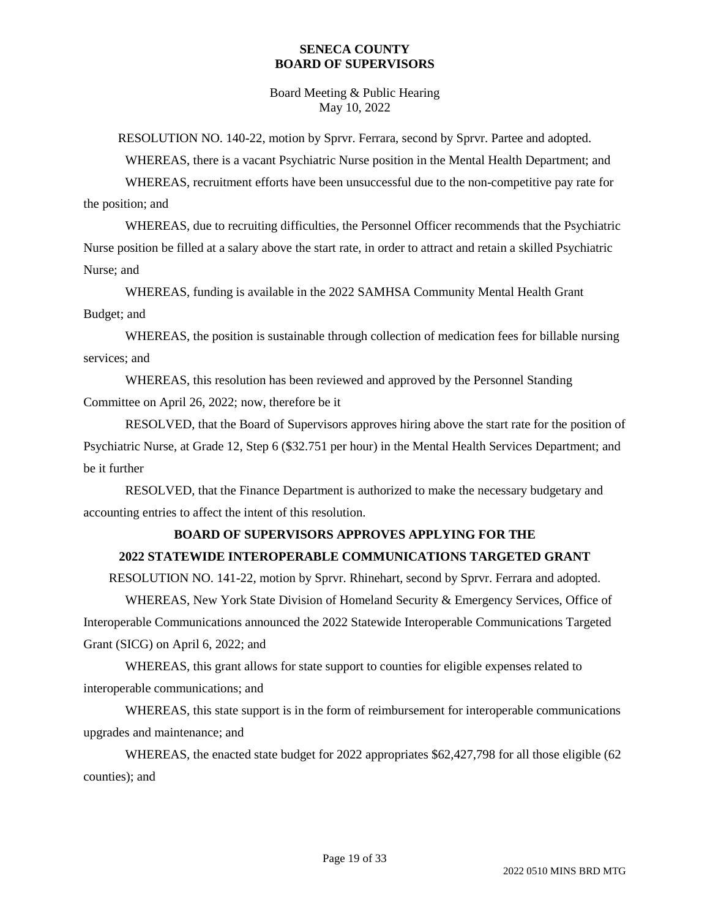RESOLUTION NO. 140-22, motion by Sprvr. Ferrara, second by Sprvr. Partee and adopted.

WHEREAS, there is a vacant Psychiatric Nurse position in the Mental Health Department; and

WHEREAS, recruitment efforts have been unsuccessful due to the non-competitive pay rate for the position; and

WHEREAS, due to recruiting difficulties, the Personnel Officer recommends that the Psychiatric Nurse position be filled at a salary above the start rate, in order to attract and retain a skilled Psychiatric Nurse; and

WHEREAS, funding is available in the 2022 SAMHSA Community Mental Health Grant Budget; and

WHEREAS, the position is sustainable through collection of medication fees for billable nursing services; and

WHEREAS, this resolution has been reviewed and approved by the Personnel Standing Committee on April 26, 2022; now, therefore be it

RESOLVED, that the Board of Supervisors approves hiring above the start rate for the position of Psychiatric Nurse, at Grade 12, Step 6 ($32.751 per hour) in the Mental Health Services Department; and be it further

RESOLVED, that the Finance Department is authorized to make the necessary budgetary and accounting entries to affect the intent of this resolution.

**BOARD OF SUPERVISORS APPROVES APPLYING FOR THE**

**2022 STATEWIDE INTEROPERABLE COMMUNICATIONS TARGETED GRANT**

RESOLUTION NO. 141-22, motion by Sprvr. Rhinehart, second by Sprvr. Ferrara and adopted.

WHEREAS, New York State Division of Homeland Security & Emergency Services, Office of Interoperable Communications announced the 2022 Statewide Interoperable Communications Targeted Grant (SICG) on April 6, 2022; and

WHEREAS, this grant allows for state support to counties for eligible expenses related to interoperable communications; and

WHEREAS, this state support is in the form of reimbursement for interoperable communications upgrades and maintenance; and

WHEREAS, the enacted state budget for 2022 appropriates $62,427,798 for all those eligible (62 counties); and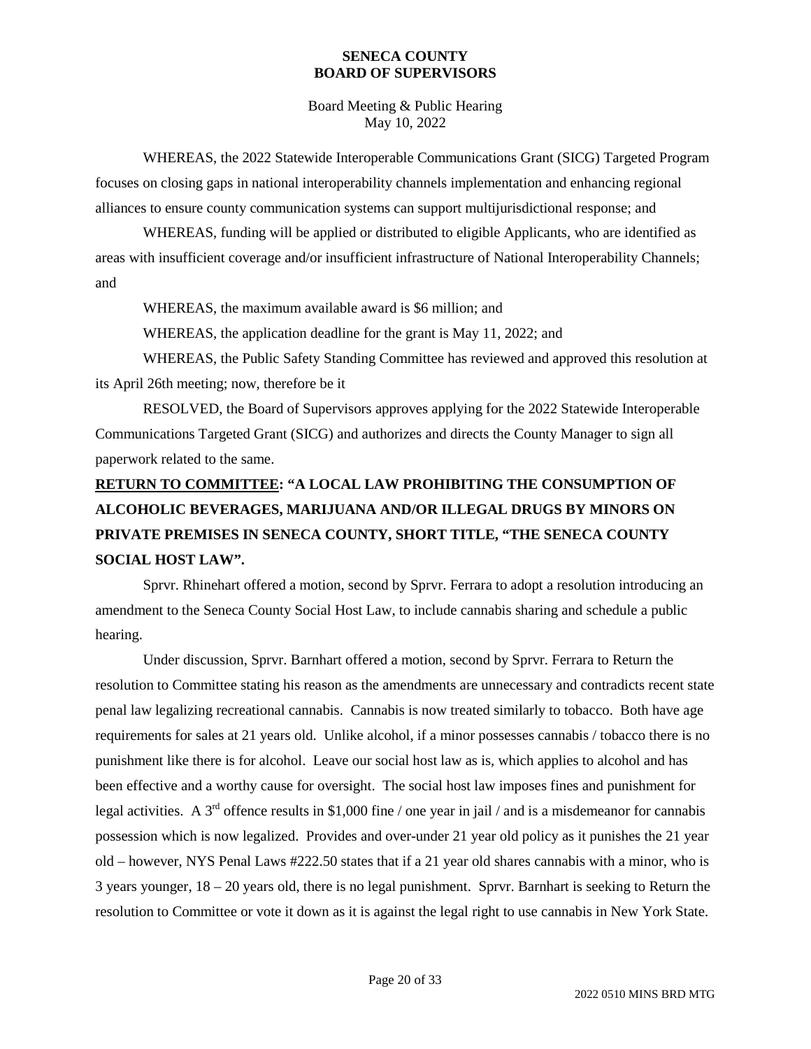WHEREAS, the 2022 Statewide Interoperable Communications Grant (SICG) Targeted Program focuses on closing gaps in national interoperability channels implementation and enhancing regional alliances to ensure county communication systems can support multijurisdictional response; and

WHEREAS, funding will be applied or distributed to eligible Applicants, who are identified as areas with insufficient coverage and/or insufficient infrastructure of National Interoperability Channels; and

WHEREAS, the maximum available award is $6 million; and

WHEREAS, the application deadline for the grant is May 11, 2022; and

WHEREAS, the Public Safety Standing Committee has reviewed and approved this resolution at its April 26th meeting; now, therefore be it

RESOLVED, the Board of Supervisors approves applying for the 2022 Statewide Interoperable Communications Targeted Grant (SICG) and authorizes and directs the County Manager to sign all paperwork related to the same.

**RETURN TO COMMITTEE: "A LOCAL LAW PROHIBITING THE CONSUMPTION OF ALCOHOLIC BEVERAGES, MARIJUANA AND/OR ILLEGAL DRUGS BY MINORS ON PRIVATE PREMISES IN SENECA COUNTY, SHORT TITLE, "THE SENECA COUNTY SOCIAL HOST LAW".**

Sprvr. Rhinehart offered a motion, second by Sprvr. Ferrara to adopt a resolution introducing an amendment to the Seneca County Social Host Law, to include cannabis sharing and schedule a public hearing.

Under discussion, Sprvr. Barnhart offered a motion, second by Sprvr. Ferrara to Return the resolution to Committee stating his reason as the amendments are unnecessary and contradicts recent state penal law legalizing recreational cannabis. Cannabis is now treated similarly to tobacco. Both have age requirements for sales at 21 years old. Unlike alcohol, if a minor possesses cannabis / tobacco there is no punishment like there is for alcohol. Leave our social host law as is, which applies to alcohol and has been effective and a worthy cause for oversight. The social host law imposes fines and punishment for legal activities. A 3rd offence results in $1,000 fine / one year in jail / and is a misdemeanor for cannabis possession which is now legalized. Provides and over-under 21 year old policy as it punishes the 21 year old – however, NYS Penal Laws #222.50 states that if a 21 year old shares cannabis with a minor, who is 3 years younger, 18 – 20 years old, there is no legal punishment. Sprvr. Barnhart is seeking to Return the resolution to Committee or vote it down as it is against the legal right to use cannabis in New York State.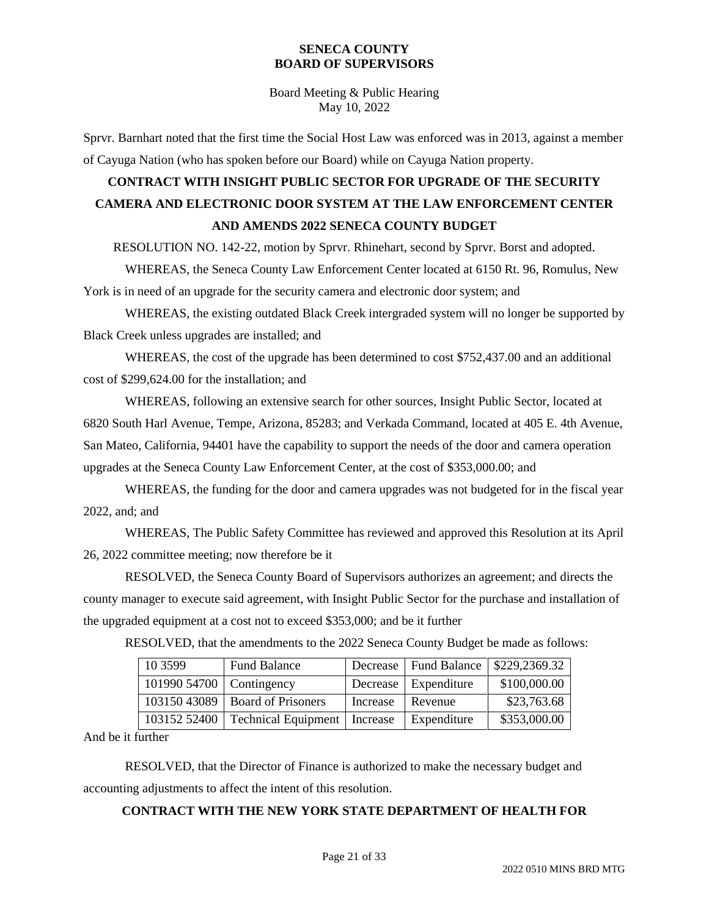Sprvr. Barnhart noted that the first time the Social Host Law was enforced was in 2013, against a member of Cayuga Nation (who has spoken before our Board) while on Cayuga Nation property.

**CONTRACT WITH INSIGHT PUBLIC SECTOR FOR UPGRADE OF THE SECURITY CAMERA AND ELECTRONIC DOOR SYSTEM AT THE LAW ENFORCEMENT CENTER AND AMENDS 2022 SENECA COUNTY BUDGET**

RESOLUTION NO. 142-22, motion by Sprvr. Rhinehart, second by Sprvr. Borst and adopted.

WHEREAS, the Seneca County Law Enforcement Center located at 6150 Rt. 96, Romulus, New York is in need of an upgrade for the security camera and electronic door system; and

WHEREAS, the existing outdated Black Creek intergraded system will no longer be supported by Black Creek unless upgrades are installed; and

WHEREAS, the cost of the upgrade has been determined to cost $752,437.00 and an additional cost of $299,624.00 for the installation; and

WHEREAS, following an extensive search for other sources, Insight Public Sector, located at 6820 South Harl Avenue, Tempe, Arizona, 85283; and Verkada Command, located at 405 E. 4th Avenue, San Mateo, California, 94401 have the capability to support the needs of the door and camera operation upgrades at the Seneca County Law Enforcement Center, at the cost of $353,000.00; and

WHEREAS, the funding for the door and camera upgrades was not budgeted for in the fiscal year 2022, and; and

WHEREAS, The Public Safety Committee has reviewed and approved this Resolution at its April 26, 2022 committee meeting; now therefore be it

RESOLVED, the Seneca County Board of Supervisors authorizes an agreement; and directs the county manager to execute said agreement, with Insight Public Sector for the purchase and installation of the upgraded equipment at a cost not to exceed $353,000; and be it further

RESOLVED, that the amendments to the 2022 Seneca County Budget be made as follows:

| | | | | |
|---|---|---|---|---|
| 10 3599 | Fund Balance | Decrease | Fund Balance | $229,2369.32 |
| 101990 54700 | Contingency | Decrease | Expenditure | $100,000.00 |
| 103150 43089 | Board of Prisoners | Increase | Revenue | $23,763.68 |
| 103152 52400 | Technical Equipment | Increase | Expenditure | $353,000.00 |

And be it further

RESOLVED, that the Director of Finance is authorized to make the necessary budget and accounting adjustments to affect the intent of this resolution.

**CONTRACT WITH THE NEW YORK STATE DEPARTMENT OF HEALTH FOR**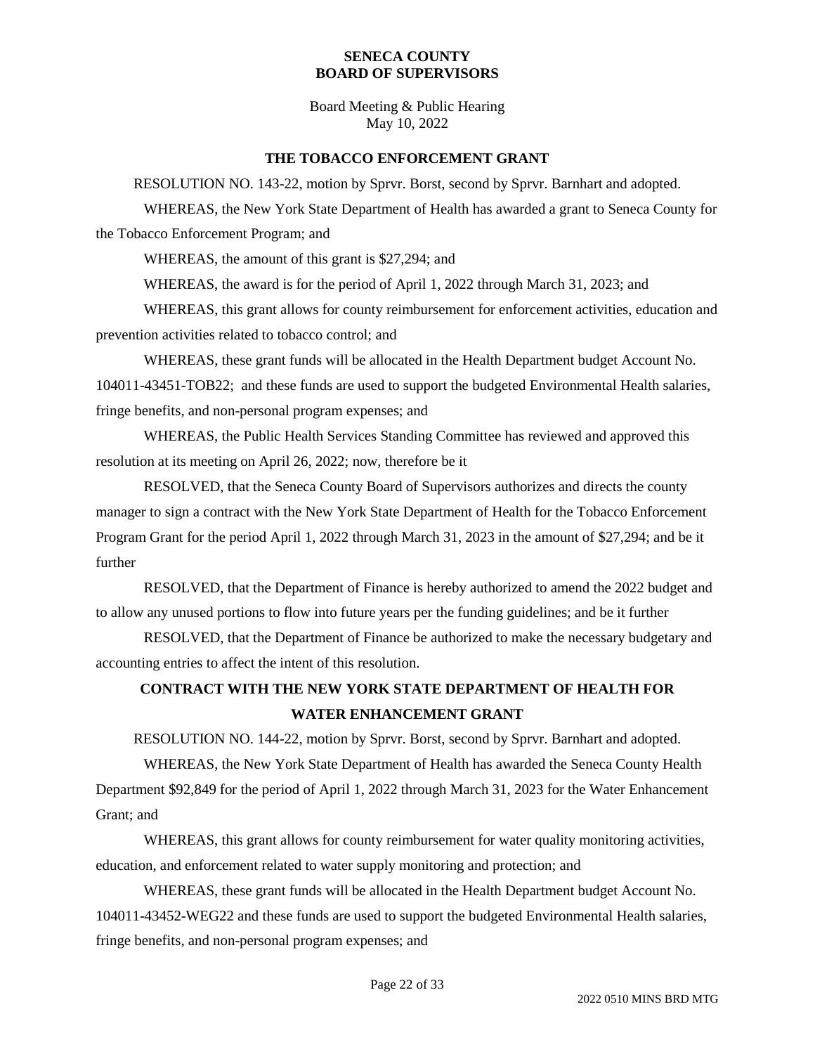**SENECA COUNTY**
**BOARD OF SUPERVISORS**

Board Meeting & Public Hearing
May 10, 2022

### THE TOBACCO ENFORCEMENT GRANT

RESOLUTION NO. 143-22, motion by Sprvr. Borst, second by Sprvr. Barnhart and adopted.

WHEREAS, the New York State Department of Health has awarded a grant to Seneca County for the Tobacco Enforcement Program; and

WHEREAS, the amount of this grant is $27,294; and

WHEREAS, the award is for the period of April 1, 2022 through March 31, 2023; and

WHEREAS, this grant allows for county reimbursement for enforcement activities, education and prevention activities related to tobacco control; and

WHEREAS, these grant funds will be allocated in the Health Department budget Account No. 104011-43451-TOB22; and these funds are used to support the budgeted Environmental Health salaries, fringe benefits, and non-personal program expenses; and

WHEREAS, the Public Health Services Standing Committee has reviewed and approved this resolution at its meeting on April 26, 2022; now, therefore be it

RESOLVED, that the Seneca County Board of Supervisors authorizes and directs the county manager to sign a contract with the New York State Department of Health for the Tobacco Enforcement Program Grant for the period April 1, 2022 through March 31, 2023 in the amount of $27,294; and be it further

RESOLVED, that the Department of Finance is hereby authorized to amend the 2022 budget and to allow any unused portions to flow into future years per the funding guidelines; and be it further

RESOLVED, that the Department of Finance be authorized to make the necessary budgetary and accounting entries to affect the intent of this resolution.

### CONTRACT WITH THE NEW YORK STATE DEPARTMENT OF HEALTH FOR WATER ENHANCEMENT GRANT

RESOLUTION NO. 144-22, motion by Sprvr. Borst, second by Sprvr. Barnhart and adopted.

WHEREAS, the New York State Department of Health has awarded the Seneca County Health Department $92,849 for the period of April 1, 2022 through March 31, 2023 for the Water Enhancement Grant; and

WHEREAS, this grant allows for county reimbursement for water quality monitoring activities, education, and enforcement related to water supply monitoring and protection; and

WHEREAS, these grant funds will be allocated in the Health Department budget Account No. 104011-43452-WEG22 and these funds are used to support the budgeted Environmental Health salaries, fringe benefits, and non-personal program expenses; and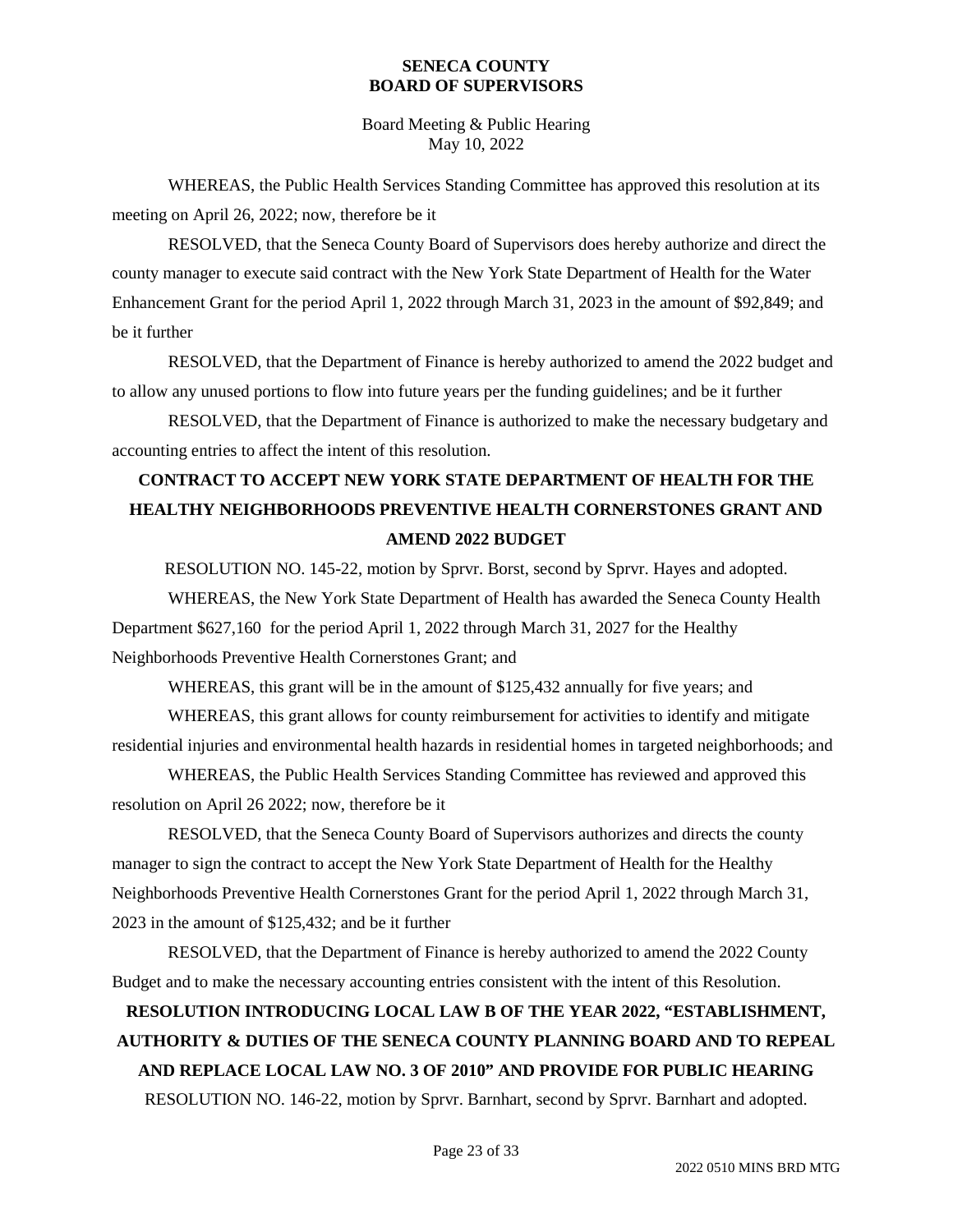WHEREAS, the Public Health Services Standing Committee has approved this resolution at its meeting on April 26, 2022; now, therefore be it

RESOLVED, that the Seneca County Board of Supervisors does hereby authorize and direct the county manager to execute said contract with the New York State Department of Health for the Water Enhancement Grant for the period April 1, 2022 through March 31, 2023 in the amount of $92,849; and be it further

RESOLVED, that the Department of Finance is hereby authorized to amend the 2022 budget and to allow any unused portions to flow into future years per the funding guidelines; and be it further

RESOLVED, that the Department of Finance is authorized to make the necessary budgetary and accounting entries to affect the intent of this resolution.

**CONTRACT TO ACCEPT NEW YORK STATE DEPARTMENT OF HEALTH FOR THE HEALTHY NEIGHBORHOODS PREVENTIVE HEALTH CORNERSTONES GRANT AND AMEND 2022 BUDGET**

RESOLUTION NO. 145-22, motion by Sprvr. Borst, second by Sprvr. Hayes and adopted.

WHEREAS, the New York State Department of Health has awarded the Seneca County Health Department $627,160 for the period April 1, 2022 through March 31, 2027 for the Healthy Neighborhoods Preventive Health Cornerstones Grant; and

WHEREAS, this grant will be in the amount of $125,432 annually for five years; and

WHEREAS, this grant allows for county reimbursement for activities to identify and mitigate residential injuries and environmental health hazards in residential homes in targeted neighborhoods; and

WHEREAS, the Public Health Services Standing Committee has reviewed and approved this resolution on April 26 2022; now, therefore be it

RESOLVED, that the Seneca County Board of Supervisors authorizes and directs the county manager to sign the contract to accept the New York State Department of Health for the Healthy Neighborhoods Preventive Health Cornerstones Grant for the period April 1, 2022 through March 31, 2023 in the amount of $125,432; and be it further

RESOLVED, that the Department of Finance is hereby authorized to amend the 2022 County Budget and to make the necessary accounting entries consistent with the intent of this Resolution.

**RESOLUTION INTRODUCING LOCAL LAW B OF THE YEAR 2022, "ESTABLISHMENT, AUTHORITY & DUTIES OF THE SENECA COUNTY PLANNING BOARD AND TO REPEAL AND REPLACE LOCAL LAW NO. 3 OF 2010" AND PROVIDE FOR PUBLIC HEARING**

RESOLUTION NO. 146-22, motion by Sprvr. Barnhart, second by Sprvr. Barnhart and adopted.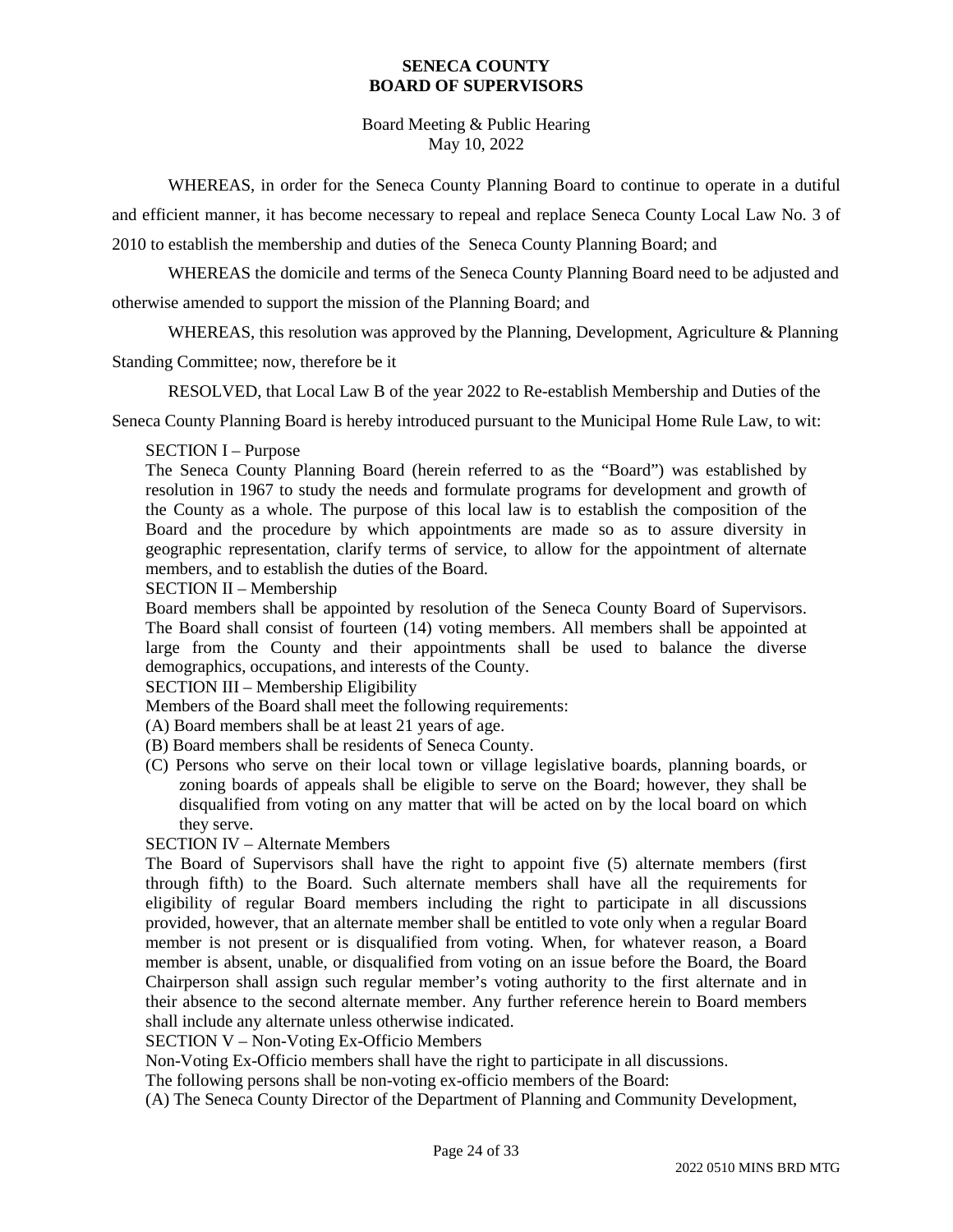**SENECA COUNTY**
**BOARD OF SUPERVISORS**

Board Meeting & Public Hearing
May 10, 2022

WHEREAS, in order for the Seneca County Planning Board to continue to operate in a dutiful and efficient manner, it has become necessary to repeal and replace Seneca County Local Law No. 3 of 2010 to establish the membership and duties of the Seneca County Planning Board; and

WHEREAS the domicile and terms of the Seneca County Planning Board need to be adjusted and otherwise amended to support the mission of the Planning Board; and

WHEREAS, this resolution was approved by the Planning, Development, Agriculture & Planning Standing Committee; now, therefore be it

RESOLVED, that Local Law B of the year 2022 to Re-establish Membership and Duties of the Seneca County Planning Board is hereby introduced pursuant to the Municipal Home Rule Law, to wit:

SECTION I – Purpose

The Seneca County Planning Board (herein referred to as the "Board") was established by resolution in 1967 to study the needs and formulate programs for development and growth of the County as a whole. The purpose of this local law is to establish the composition of the Board and the procedure by which appointments are made so as to assure diversity in geographic representation, clarify terms of service, to allow for the appointment of alternate members, and to establish the duties of the Board.

SECTION II – Membership

Board members shall be appointed by resolution of the Seneca County Board of Supervisors. The Board shall consist of fourteen (14) voting members. All members shall be appointed at large from the County and their appointments shall be used to balance the diverse demographics, occupations, and interests of the County.

SECTION III – Membership Eligibility

Members of the Board shall meet the following requirements:

(A) Board members shall be at least 21 years of age.

(B) Board members shall be residents of Seneca County.

(C) Persons who serve on their local town or village legislative boards, planning boards, or zoning boards of appeals shall be eligible to serve on the Board; however, they shall be disqualified from voting on any matter that will be acted on by the local board on which they serve.

SECTION IV – Alternate Members

The Board of Supervisors shall have the right to appoint five (5) alternate members (first through fifth) to the Board. Such alternate members shall have all the requirements for eligibility of regular Board members including the right to participate in all discussions provided, however, that an alternate member shall be entitled to vote only when a regular Board member is not present or is disqualified from voting. When, for whatever reason, a Board member is absent, unable, or disqualified from voting on an issue before the Board, the Board Chairperson shall assign such regular member's voting authority to the first alternate and in their absence to the second alternate member. Any further reference herein to Board members shall include any alternate unless otherwise indicated.

SECTION V – Non-Voting Ex-Officio Members

Non-Voting Ex-Officio members shall have the right to participate in all discussions.

The following persons shall be non-voting ex-officio members of the Board:

(A) The Seneca County Director of the Department of Planning and Community Development,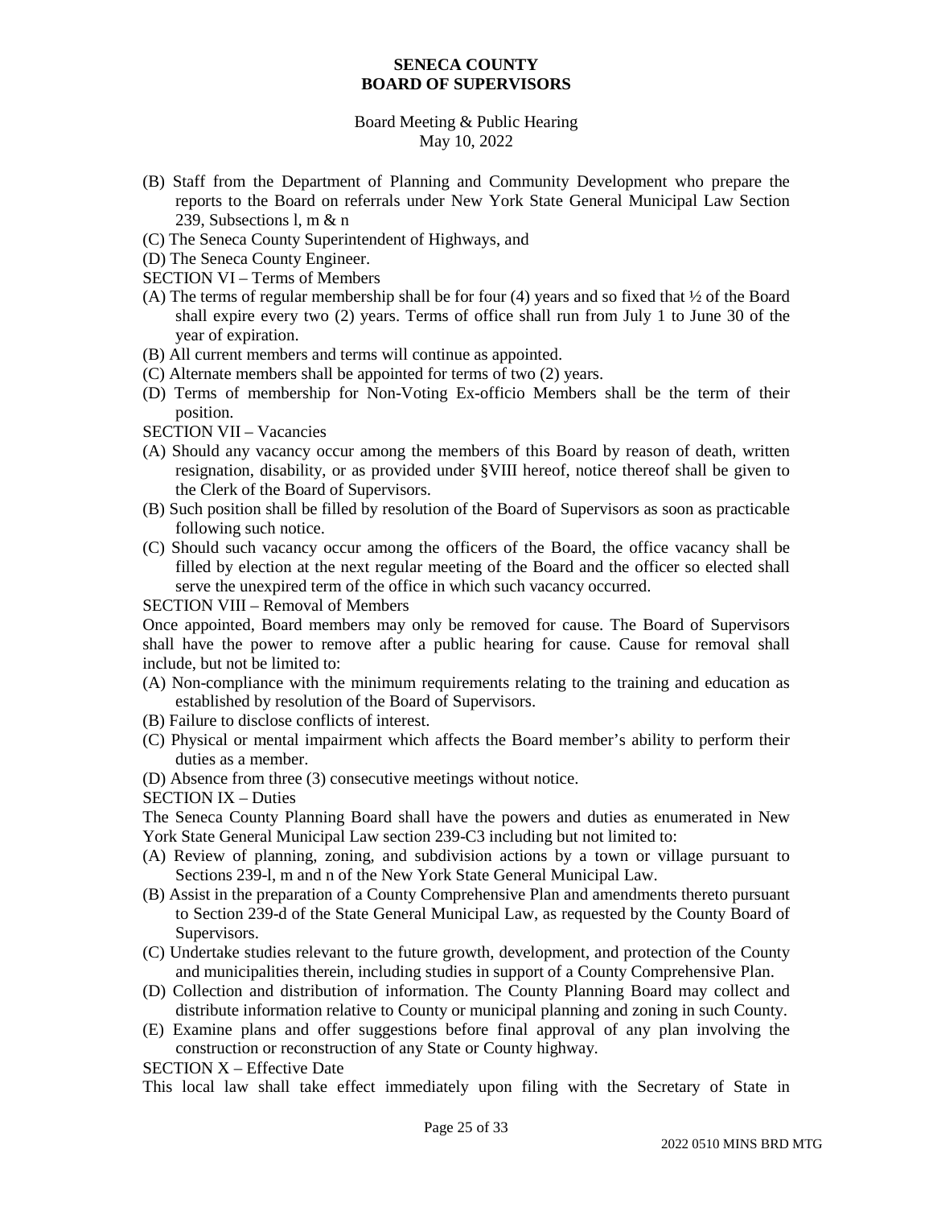(B) Staff from the Department of Planning and Community Development who prepare the reports to the Board on referrals under New York State General Municipal Law Section 239, Subsections l, m & n

(C) The Seneca County Superintendent of Highways, and

(D) The Seneca County Engineer.

SECTION VI – Terms of Members

(A) The terms of regular membership shall be for four (4) years and so fixed that ½ of the Board shall expire every two (2) years. Terms of office shall run from July 1 to June 30 of the year of expiration.

(B) All current members and terms will continue as appointed.

(C) Alternate members shall be appointed for terms of two (2) years.

(D) Terms of membership for Non-Voting Ex-officio Members shall be the term of their position.

SECTION VII – Vacancies

(A) Should any vacancy occur among the members of this Board by reason of death, written resignation, disability, or as provided under §VIII hereof, notice thereof shall be given to the Clerk of the Board of Supervisors.

(B) Such position shall be filled by resolution of the Board of Supervisors as soon as practicable following such notice.

(C) Should such vacancy occur among the officers of the Board, the office vacancy shall be filled by election at the next regular meeting of the Board and the officer so elected shall serve the unexpired term of the office in which such vacancy occurred.

SECTION VIII – Removal of Members

Once appointed, Board members may only be removed for cause. The Board of Supervisors shall have the power to remove after a public hearing for cause. Cause for removal shall include, but not be limited to:

(A) Non-compliance with the minimum requirements relating to the training and education as established by resolution of the Board of Supervisors.

(B) Failure to disclose conflicts of interest.

(C) Physical or mental impairment which affects the Board member's ability to perform their duties as a member.

(D) Absence from three (3) consecutive meetings without notice.

SECTION IX – Duties

The Seneca County Planning Board shall have the powers and duties as enumerated in New York State General Municipal Law section 239-C3 including but not limited to:

(A) Review of planning, zoning, and subdivision actions by a town or village pursuant to Sections 239-l, m and n of the New York State General Municipal Law.

(B) Assist in the preparation of a County Comprehensive Plan and amendments thereto pursuant to Section 239-d of the State General Municipal Law, as requested by the County Board of Supervisors.

(C) Undertake studies relevant to the future growth, development, and protection of the County and municipalities therein, including studies in support of a County Comprehensive Plan.

(D) Collection and distribution of information. The County Planning Board may collect and distribute information relative to County or municipal planning and zoning in such County.

(E) Examine plans and offer suggestions before final approval of any plan involving the construction or reconstruction of any State or County highway.

SECTION X – Effective Date

This local law shall take effect immediately upon filing with the Secretary of State in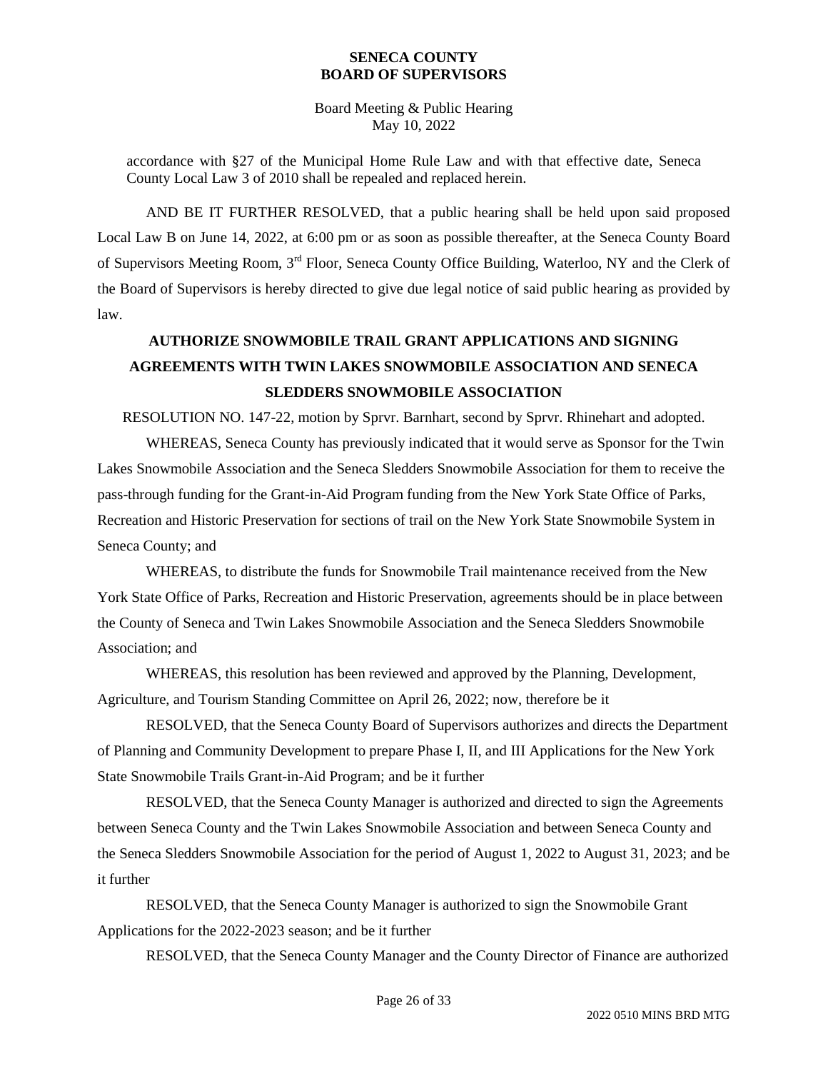accordance with §27 of the Municipal Home Rule Law and with that effective date, Seneca County Local Law 3 of 2010 shall be repealed and replaced herein.

AND BE IT FURTHER RESOLVED, that a public hearing shall be held upon said proposed Local Law B on June 14, 2022, at 6:00 pm or as soon as possible thereafter, at the Seneca County Board of Supervisors Meeting Room, 3rd Floor, Seneca County Office Building, Waterloo, NY and the Clerk of the Board of Supervisors is hereby directed to give due legal notice of said public hearing as provided by law.

## AUTHORIZE SNOWMOBILE TRAIL GRANT APPLICATIONS AND SIGNING AGREEMENTS WITH TWIN LAKES SNOWMOBILE ASSOCIATION AND SENECA SLEDDERS SNOWMOBILE ASSOCIATION

RESOLUTION NO. 147-22, motion by Sprvr. Barnhart, second by Sprvr. Rhinehart and adopted.

WHEREAS, Seneca County has previously indicated that it would serve as Sponsor for the Twin Lakes Snowmobile Association and the Seneca Sledders Snowmobile Association for them to receive the pass-through funding for the Grant-in-Aid Program funding from the New York State Office of Parks, Recreation and Historic Preservation for sections of trail on the New York State Snowmobile System in Seneca County; and

WHEREAS, to distribute the funds for Snowmobile Trail maintenance received from the New York State Office of Parks, Recreation and Historic Preservation, agreements should be in place between the County of Seneca and Twin Lakes Snowmobile Association and the Seneca Sledders Snowmobile Association; and

WHEREAS, this resolution has been reviewed and approved by the Planning, Development, Agriculture, and Tourism Standing Committee on April 26, 2022; now, therefore be it

RESOLVED, that the Seneca County Board of Supervisors authorizes and directs the Department of Planning and Community Development to prepare Phase I, II, and III Applications for the New York State Snowmobile Trails Grant-in-Aid Program; and be it further

RESOLVED, that the Seneca County Manager is authorized and directed to sign the Agreements between Seneca County and the Twin Lakes Snowmobile Association and between Seneca County and the Seneca Sledders Snowmobile Association for the period of August 1, 2022 to August 31, 2023; and be it further

RESOLVED, that the Seneca County Manager is authorized to sign the Snowmobile Grant Applications for the 2022-2023 season; and be it further

RESOLVED, that the Seneca County Manager and the County Director of Finance are authorized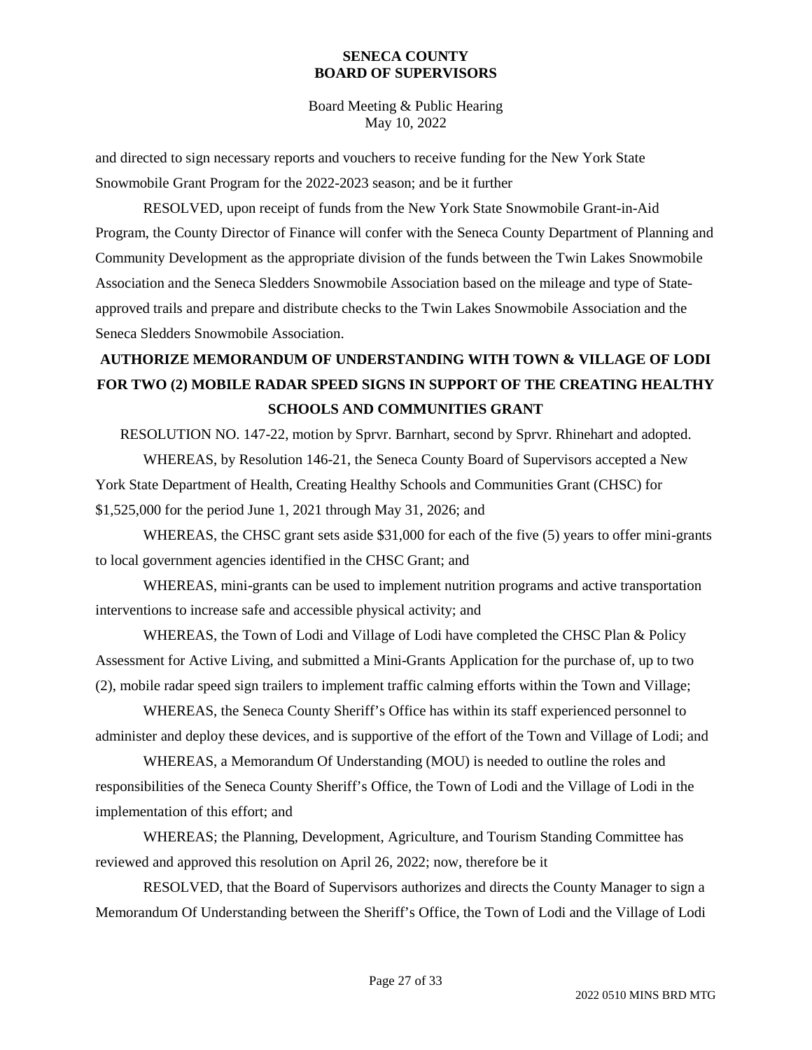and directed to sign necessary reports and vouchers to receive funding for the New York State Snowmobile Grant Program for the 2022-2023 season; and be it further

RESOLVED, upon receipt of funds from the New York State Snowmobile Grant-in-Aid Program, the County Director of Finance will confer with the Seneca County Department of Planning and Community Development as the appropriate division of the funds between the Twin Lakes Snowmobile Association and the Seneca Sledders Snowmobile Association based on the mileage and type of State-approved trails and prepare and distribute checks to the Twin Lakes Snowmobile Association and the Seneca Sledders Snowmobile Association.

**AUTHORIZE MEMORANDUM OF UNDERSTANDING WITH TOWN & VILLAGE OF LODI FOR TWO (2) MOBILE RADAR SPEED SIGNS IN SUPPORT OF THE CREATING HEALTHY SCHOOLS AND COMMUNITIES GRANT**

RESOLUTION NO. 147-22, motion by Sprvr. Barnhart, second by Sprvr. Rhinehart and adopted.

WHEREAS, by Resolution 146-21, the Seneca County Board of Supervisors accepted a New York State Department of Health, Creating Healthy Schools and Communities Grant (CHSC) for $1,525,000 for the period June 1, 2021 through May 31, 2026; and

WHEREAS, the CHSC grant sets aside $31,000 for each of the five (5) years to offer mini-grants to local government agencies identified in the CHSC Grant; and

WHEREAS, mini-grants can be used to implement nutrition programs and active transportation interventions to increase safe and accessible physical activity; and

WHEREAS, the Town of Lodi and Village of Lodi have completed the CHSC Plan & Policy Assessment for Active Living, and submitted a Mini-Grants Application for the purchase of, up to two (2), mobile radar speed sign trailers to implement traffic calming efforts within the Town and Village;

WHEREAS, the Seneca County Sheriff's Office has within its staff experienced personnel to administer and deploy these devices, and is supportive of the effort of the Town and Village of Lodi; and

WHEREAS, a Memorandum Of Understanding (MOU) is needed to outline the roles and responsibilities of the Seneca County Sheriff's Office, the Town of Lodi and the Village of Lodi in the implementation of this effort; and

WHEREAS; the Planning, Development, Agriculture, and Tourism Standing Committee has reviewed and approved this resolution on April 26, 2022; now, therefore be it

RESOLVED, that the Board of Supervisors authorizes and directs the County Manager to sign a Memorandum Of Understanding between the Sheriff's Office, the Town of Lodi and the Village of Lodi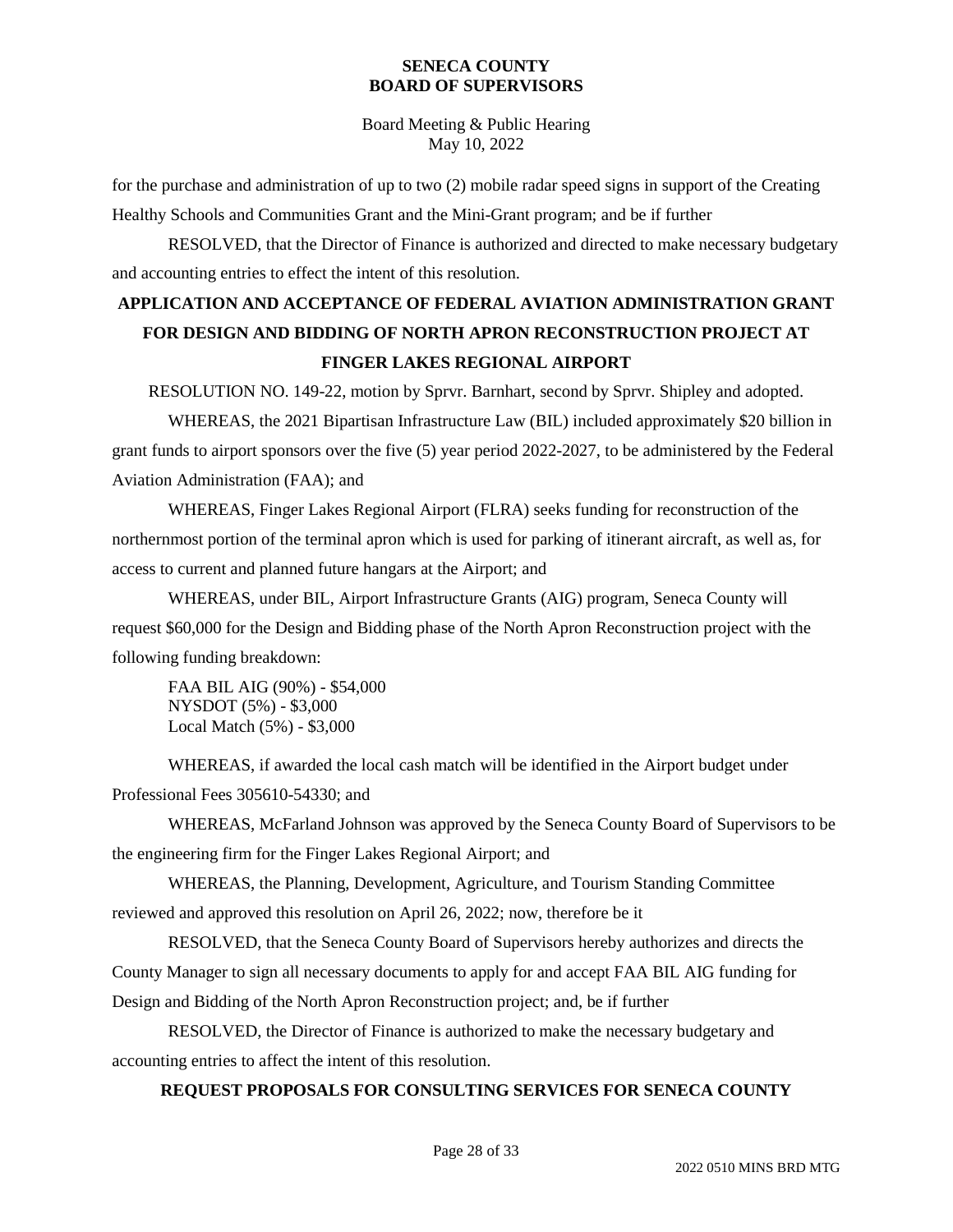for the purchase and administration of up to two (2) mobile radar speed signs in support of the Creating Healthy Schools and Communities Grant and the Mini-Grant program; and be if further

RESOLVED, that the Director of Finance is authorized and directed to make necessary budgetary and accounting entries to effect the intent of this resolution.

## APPLICATION AND ACCEPTANCE OF FEDERAL AVIATION ADMINISTRATION GRANT FOR DESIGN AND BIDDING OF NORTH APRON RECONSTRUCTION PROJECT AT FINGER LAKES REGIONAL AIRPORT

RESOLUTION NO. 149-22, motion by Sprvr. Barnhart, second by Sprvr. Shipley and adopted.

WHEREAS, the 2021 Bipartisan Infrastructure Law (BIL) included approximately $20 billion in grant funds to airport sponsors over the five (5) year period 2022-2027, to be administered by the Federal Aviation Administration (FAA); and

WHEREAS, Finger Lakes Regional Airport (FLRA) seeks funding for reconstruction of the northernmost portion of the terminal apron which is used for parking of itinerant aircraft, as well as, for access to current and planned future hangars at the Airport; and

WHEREAS, under BIL, Airport Infrastructure Grants (AIG) program, Seneca County will request $60,000 for the Design and Bidding phase of the North Apron Reconstruction project with the following funding breakdown:

FAA BIL AIG (90%) - $54,000
NYSDOT (5%) - $3,000
Local Match (5%) - $3,000

WHEREAS, if awarded the local cash match will be identified in the Airport budget under Professional Fees 305610-54330; and

WHEREAS, McFarland Johnson was approved by the Seneca County Board of Supervisors to be the engineering firm for the Finger Lakes Regional Airport; and

WHEREAS, the Planning, Development, Agriculture, and Tourism Standing Committee reviewed and approved this resolution on April 26, 2022; now, therefore be it

RESOLVED, that the Seneca County Board of Supervisors hereby authorizes and directs the County Manager to sign all necessary documents to apply for and accept FAA BIL AIG funding for Design and Bidding of the North Apron Reconstruction project; and, be if further

RESOLVED, the Director of Finance is authorized to make the necessary budgetary and accounting entries to affect the intent of this resolution.

## REQUEST PROPOSALS FOR CONSULTING SERVICES FOR SENECA COUNTY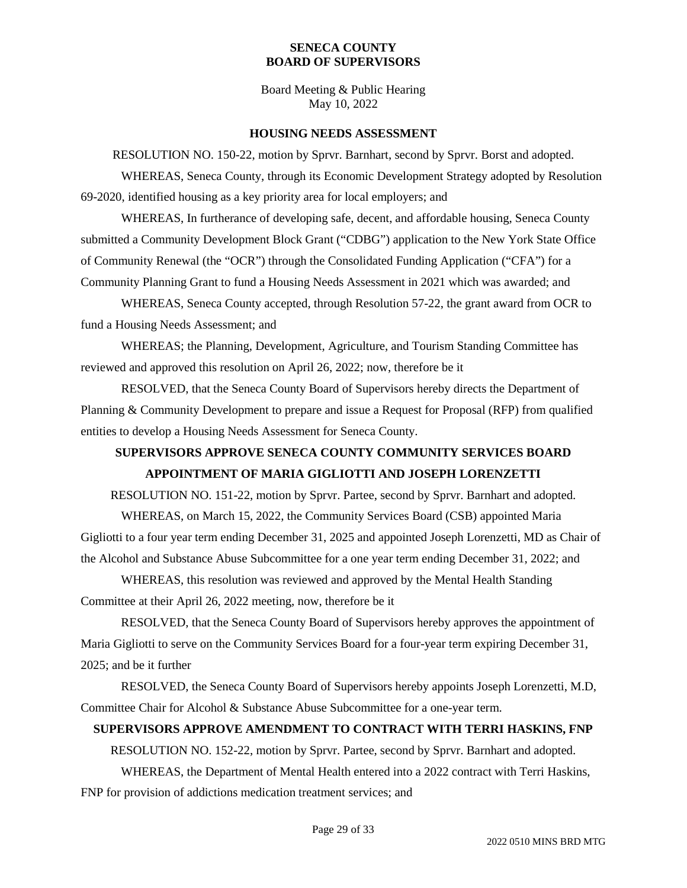**SENECA COUNTY**
**BOARD OF SUPERVISORS**

Board Meeting & Public Hearing
May 10, 2022

**HOUSING NEEDS ASSESSMENT**

RESOLUTION NO. 150-22, motion by Sprvr. Barnhart, second by Sprvr. Borst and adopted.

WHEREAS, Seneca County, through its Economic Development Strategy adopted by Resolution 69-2020, identified housing as a key priority area for local employers; and

WHEREAS, In furtherance of developing safe, decent, and affordable housing, Seneca County submitted a Community Development Block Grant ("CDBG") application to the New York State Office of Community Renewal (the "OCR") through the Consolidated Funding Application ("CFA") for a Community Planning Grant to fund a Housing Needs Assessment in 2021 which was awarded; and

WHEREAS, Seneca County accepted, through Resolution 57-22, the grant award from OCR to fund a Housing Needs Assessment; and

WHEREAS; the Planning, Development, Agriculture, and Tourism Standing Committee has reviewed and approved this resolution on April 26, 2022; now, therefore be it

RESOLVED, that the Seneca County Board of Supervisors hereby directs the Department of Planning & Community Development to prepare and issue a Request for Proposal (RFP) from qualified entities to develop a Housing Needs Assessment for Seneca County.

**SUPERVISORS APPROVE SENECA COUNTY COMMUNITY SERVICES BOARD APPOINTMENT OF MARIA GIGLIOTTI AND JOSEPH LORENZETTI**

RESOLUTION NO. 151-22, motion by Sprvr. Partee, second by Sprvr. Barnhart and adopted.

WHEREAS, on March 15, 2022, the Community Services Board (CSB) appointed Maria Gigliotti to a four year term ending December 31, 2025 and appointed Joseph Lorenzetti, MD as Chair of the Alcohol and Substance Abuse Subcommittee for a one year term ending December 31, 2022; and

WHEREAS, this resolution was reviewed and approved by the Mental Health Standing Committee at their April 26, 2022 meeting, now, therefore be it

RESOLVED, that the Seneca County Board of Supervisors hereby approves the appointment of Maria Gigliotti to serve on the Community Services Board for a four-year term expiring December 31, 2025; and be it further

RESOLVED, the Seneca County Board of Supervisors hereby appoints Joseph Lorenzetti, M.D, Committee Chair for Alcohol & Substance Abuse Subcommittee for a one-year term.

**SUPERVISORS APPROVE AMENDMENT TO CONTRACT WITH TERRI HASKINS, FNP**

RESOLUTION NO. 152-22, motion by Sprvr. Partee, second by Sprvr. Barnhart and adopted.

WHEREAS, the Department of Mental Health entered into a 2022 contract with Terri Haskins, FNP for provision of addictions medication treatment services; and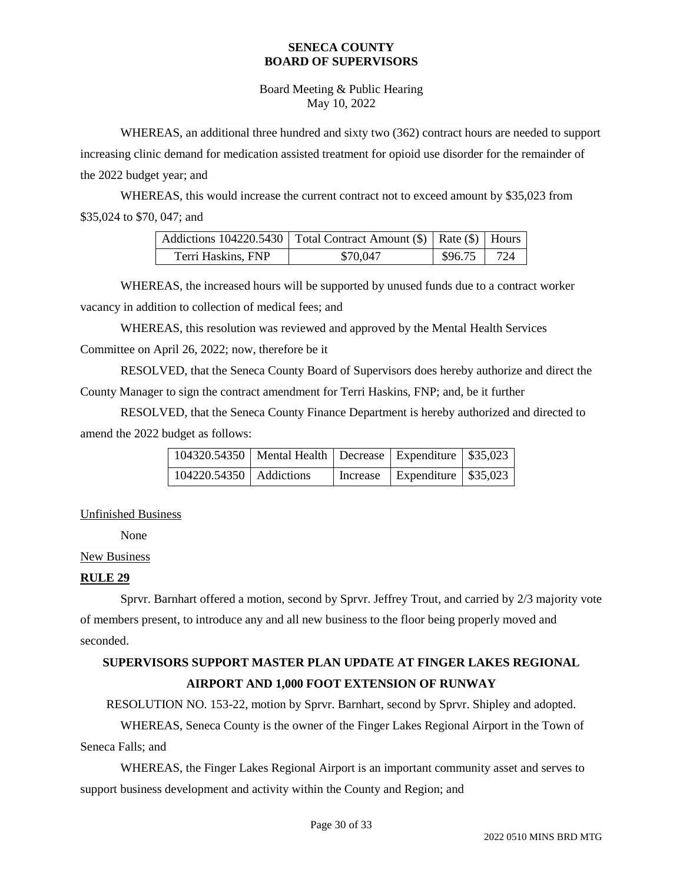**SENECA COUNTY**
**BOARD OF SUPERVISORS**

Board Meeting & Public Hearing
May 10, 2022

WHEREAS, an additional three hundred and sixty two (362) contract hours are needed to support increasing clinic demand for medication assisted treatment for opioid use disorder for the remainder of the 2022 budget year; and

WHEREAS, this would increase the current contract not to exceed amount by $35,023 from $35,024 to $70, 047; and

| Addictions 104220.5430 | Total Contract Amount ($) | Rate ($) | Hours |
|---|---|---|---|
| Terri Haskins, FNP | $70,047 | $96.75 | 724 |

WHEREAS, the increased hours will be supported by unused funds due to a contract worker vacancy in addition to collection of medical fees; and

WHEREAS, this resolution was reviewed and approved by the Mental Health Services Committee on April 26, 2022; now, therefore be it

RESOLVED, that the Seneca County Board of Supervisors does hereby authorize and direct the County Manager to sign the contract amendment for Terri Haskins, FNP; and, be it further

RESOLVED, that the Seneca County Finance Department is hereby authorized and directed to amend the 2022 budget as follows:

| | | | | |
|---|---|---|---|---|
| 104320.54350 | Mental Health | Decrease | Expenditure | $35,023 |
| 104220.54350 | Addictions | Increase | Expenditure | $35,023 |

Unfinished Business

None

New Business

**RULE 29**

Sprvr. Barnhart offered a motion, second by Sprvr. Jeffrey Trout, and carried by 2/3 majority vote of members present, to introduce any and all new business to the floor being properly moved and seconded.

**SUPERVISORS SUPPORT MASTER PLAN UPDATE AT FINGER LAKES REGIONAL AIRPORT AND 1,000 FOOT EXTENSION OF RUNWAY**

RESOLUTION NO. 153-22, motion by Sprvr. Barnhart, second by Sprvr. Shipley and adopted.

WHEREAS, Seneca County is the owner of the Finger Lakes Regional Airport in the Town of Seneca Falls; and

WHEREAS, the Finger Lakes Regional Airport is an important community asset and serves to support business development and activity within the County and Region; and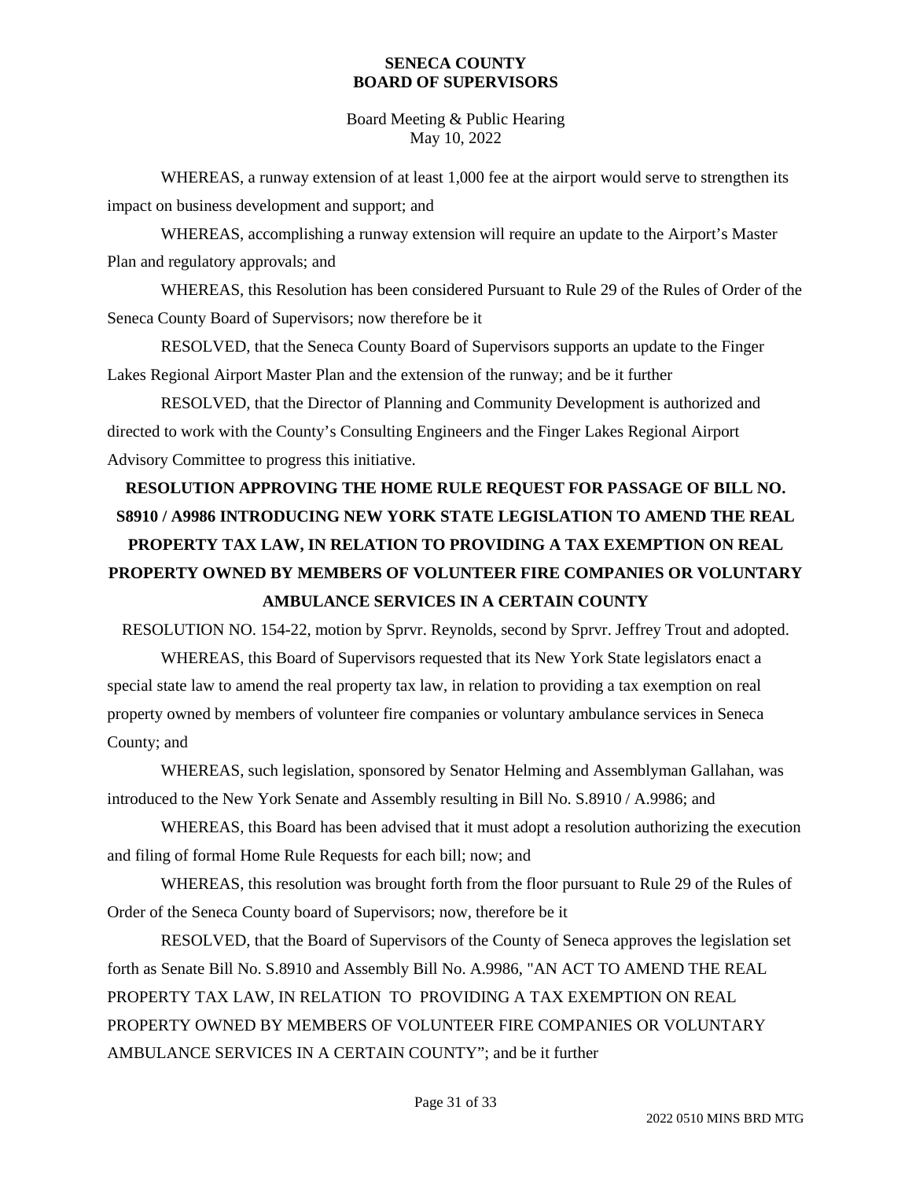WHEREAS, a runway extension of at least 1,000 fee at the airport would serve to strengthen its impact on business development and support; and

WHEREAS, accomplishing a runway extension will require an update to the Airport's Master Plan and regulatory approvals; and

WHEREAS, this Resolution has been considered Pursuant to Rule 29 of the Rules of Order of the Seneca County Board of Supervisors; now therefore be it

RESOLVED, that the Seneca County Board of Supervisors supports an update to the Finger Lakes Regional Airport Master Plan and the extension of the runway; and be it further

RESOLVED, that the Director of Planning and Community Development is authorized and directed to work with the County's Consulting Engineers and the Finger Lakes Regional Airport Advisory Committee to progress this initiative.

## RESOLUTION APPROVING THE HOME RULE REQUEST FOR PASSAGE OF BILL NO. S8910 / A9986 INTRODUCING NEW YORK STATE LEGISLATION TO AMEND THE REAL PROPERTY TAX LAW, IN RELATION TO PROVIDING A TAX EXEMPTION ON REAL PROPERTY OWNED BY MEMBERS OF VOLUNTEER FIRE COMPANIES OR VOLUNTARY AMBULANCE SERVICES IN A CERTAIN COUNTY

RESOLUTION NO. 154-22, motion by Sprvr. Reynolds, second by Sprvr. Jeffrey Trout and adopted.

WHEREAS, this Board of Supervisors requested that its New York State legislators enact a special state law to amend the real property tax law, in relation to providing a tax exemption on real property owned by members of volunteer fire companies or voluntary ambulance services in Seneca County; and

WHEREAS, such legislation, sponsored by Senator Helming and Assemblyman Gallahan, was introduced to the New York Senate and Assembly resulting in Bill No. S.8910 / A.9986; and

WHEREAS, this Board has been advised that it must adopt a resolution authorizing the execution and filing of formal Home Rule Requests for each bill; now; and

WHEREAS, this resolution was brought forth from the floor pursuant to Rule 29 of the Rules of Order of the Seneca County board of Supervisors; now, therefore be it

RESOLVED, that the Board of Supervisors of the County of Seneca approves the legislation set forth as Senate Bill No. S.8910 and Assembly Bill No. A.9986, "AN ACT TO AMEND THE REAL PROPERTY TAX LAW, IN RELATION TO PROVIDING A TAX EXEMPTION ON REAL PROPERTY OWNED BY MEMBERS OF VOLUNTEER FIRE COMPANIES OR VOLUNTARY AMBULANCE SERVICES IN A CERTAIN COUNTY"; and be it further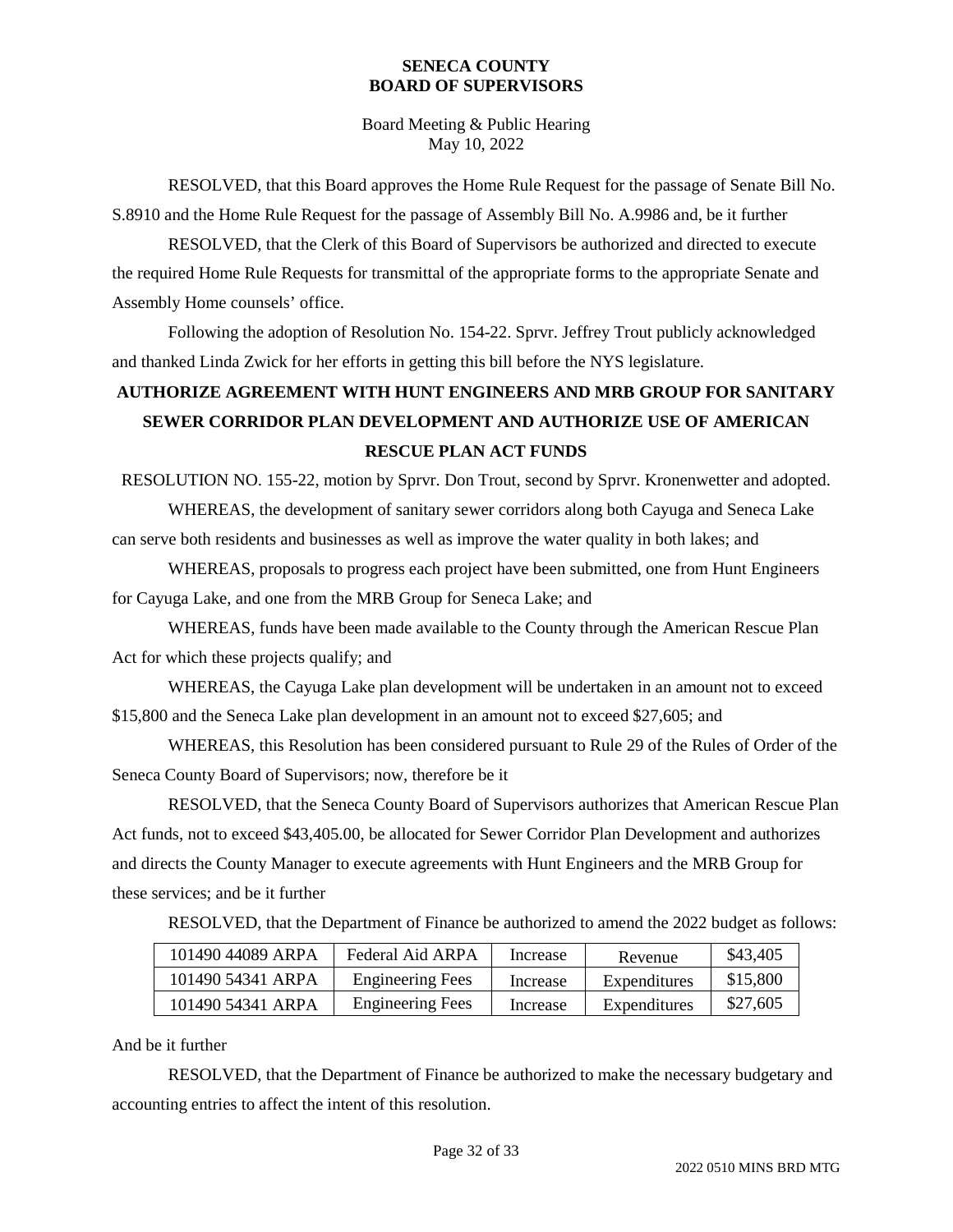RESOLVED, that this Board approves the Home Rule Request for the passage of Senate Bill No. S.8910 and the Home Rule Request for the passage of Assembly Bill No. A.9986 and, be it further

RESOLVED, that the Clerk of this Board of Supervisors be authorized and directed to execute the required Home Rule Requests for transmittal of the appropriate forms to the appropriate Senate and Assembly Home counsels' office.

Following the adoption of Resolution No. 154-22. Sprvr. Jeffrey Trout publicly acknowledged and thanked Linda Zwick for her efforts in getting this bill before the NYS legislature.

## AUTHORIZE AGREEMENT WITH HUNT ENGINEERS AND MRB GROUP FOR SANITARY SEWER CORRIDOR PLAN DEVELOPMENT AND AUTHORIZE USE OF AMERICAN RESCUE PLAN ACT FUNDS

RESOLUTION NO. 155-22, motion by Sprvr. Don Trout, second by Sprvr. Kronenwetter and adopted.

WHEREAS, the development of sanitary sewer corridors along both Cayuga and Seneca Lake can serve both residents and businesses as well as improve the water quality in both lakes; and

WHEREAS, proposals to progress each project have been submitted, one from Hunt Engineers for Cayuga Lake, and one from the MRB Group for Seneca Lake; and

WHEREAS, funds have been made available to the County through the American Rescue Plan Act for which these projects qualify; and

WHEREAS, the Cayuga Lake plan development will be undertaken in an amount not to exceed $15,800 and the Seneca Lake plan development in an amount not to exceed $27,605; and

WHEREAS, this Resolution has been considered pursuant to Rule 29 of the Rules of Order of the Seneca County Board of Supervisors; now, therefore be it

RESOLVED, that the Seneca County Board of Supervisors authorizes that American Rescue Plan Act funds, not to exceed $43,405.00, be allocated for Sewer Corridor Plan Development and authorizes and directs the County Manager to execute agreements with Hunt Engineers and the MRB Group for these services; and be it further

RESOLVED, that the Department of Finance be authorized to amend the 2022 budget as follows:

| | | | | |
|---|---|---|---|---|
| 101490 44089 ARPA | Federal Aid ARPA | Increase | Revenue | $43,405 |
| 101490 54341 ARPA | Engineering Fees | Increase | Expenditures | $15,800 |
| 101490 54341 ARPA | Engineering Fees | Increase | Expenditures | $27,605 |

And be it further

RESOLVED, that the Department of Finance be authorized to make the necessary budgetary and accounting entries to affect the intent of this resolution.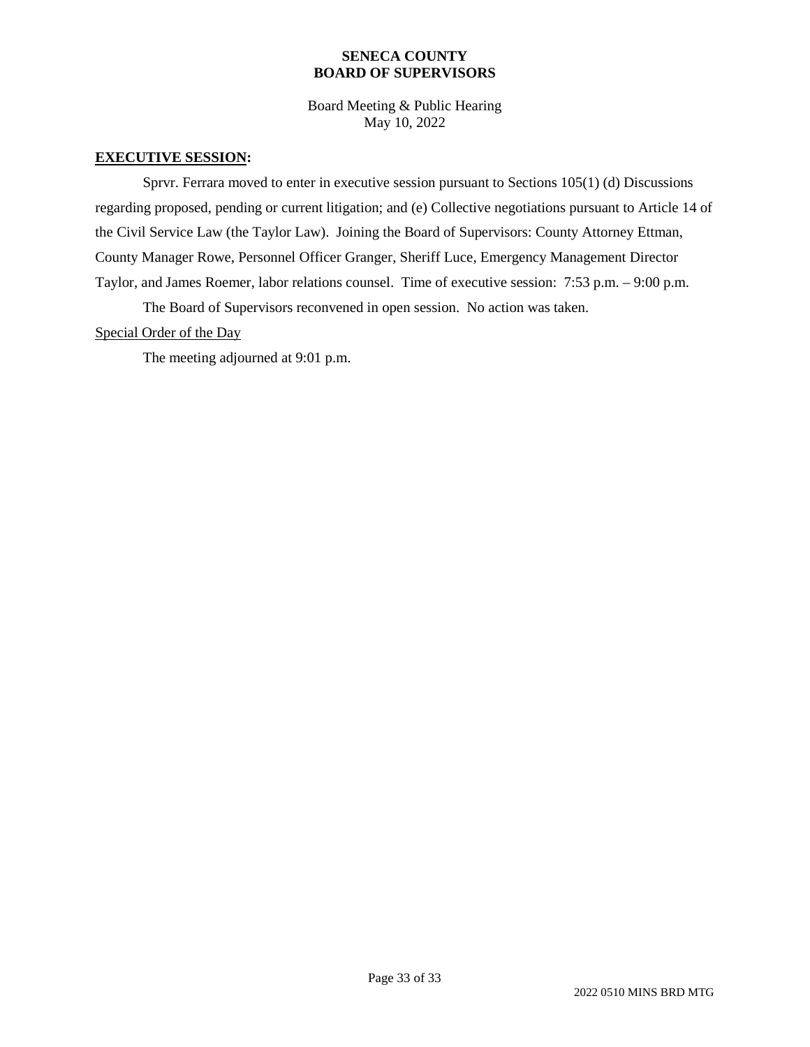**SENECA COUNTY**
**BOARD OF SUPERVISORS**

Board Meeting & Public Hearing
May 10, 2022

**EXECUTIVE SESSION:**

Sprvr. Ferrara moved to enter in executive session pursuant to Sections 105(1) (d) Discussions regarding proposed, pending or current litigation; and (e) Collective negotiations pursuant to Article 14 of the Civil Service Law (the Taylor Law). Joining the Board of Supervisors: County Attorney Ettman, County Manager Rowe, Personnel Officer Granger, Sheriff Luce, Emergency Management Director Taylor, and James Roemer, labor relations counsel. Time of executive session: 7:53 p.m. – 9:00 p.m.

The Board of Supervisors reconvened in open session. No action was taken.

Special Order of the Day

The meeting adjourned at 9:01 p.m.